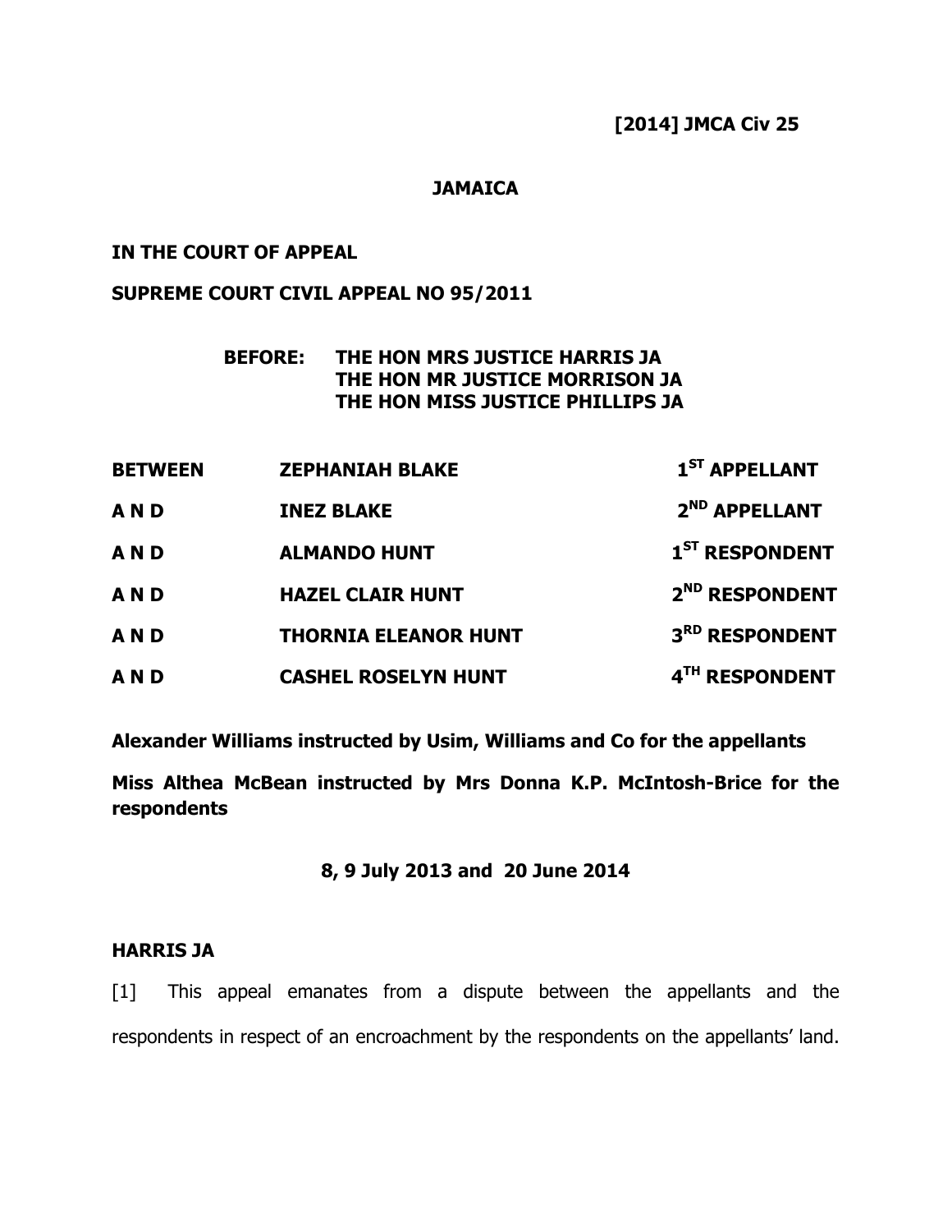**[2014] JMCA Civ 25**

**JAMAICA**

**IN THE COURT OF APPEAL**

**SUPREME COURT CIVIL APPEAL NO 95/2011**

**BEFORE: THE HON MRS JUSTICE HARRIS JA**
**THE HON MR JUSTICE MORRISON JA**
**THE HON MISS JUSTICE PHILLIPS JA**

| | | |
|---|---|---|
| **BETWEEN** | **ZEPHANIAH BLAKE** | **1ST APPELLANT** |
| **A N D** | **INEZ BLAKE** | **2ND APPELLANT** |
| **A N D** | **ALMANDO HUNT** | **1ST RESPONDENT** |
| **A N D** | **HAZEL CLAIR HUNT** | **2ND RESPONDENT** |
| **A N D** | **THORNIA ELEANOR HUNT** | **3RD RESPONDENT** |
| **A N D** | **CASHEL ROSELYN HUNT** | **4TH RESPONDENT** |

**Alexander Williams instructed by Usim, Williams and Co for the appellants**

**Miss Althea McBean instructed by Mrs Donna K.P. McIntosh-Brice for the respondents**

**8, 9 July 2013 and 20 June 2014**

**HARRIS JA**

[1] This appeal emanates from a dispute between the appellants and the respondents in respect of an encroachment by the respondents on the appellants' land.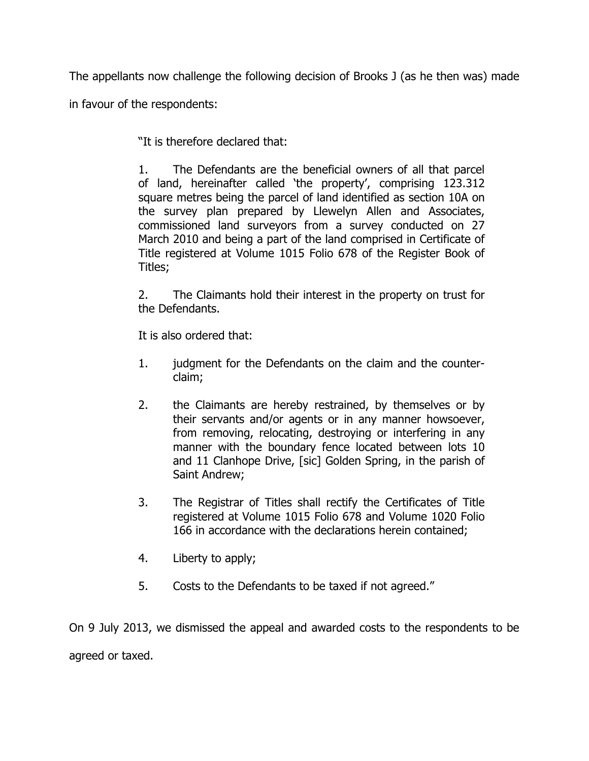The appellants now challenge the following decision of Brooks J (as he then was) made in favour of the respondents:

> "It is therefore declared that:
>
> 1. The Defendants are the beneficial owners of all that parcel of land, hereinafter called 'the property', comprising 123.312 square metres being the parcel of land identified as section 10A on the survey plan prepared by Llewelyn Allen and Associates, commissioned land surveyors from a survey conducted on 27 March 2010 and being a part of the land comprised in Certificate of Title registered at Volume 1015 Folio 678 of the Register Book of Titles;
>
> 2. The Claimants hold their interest in the property on trust for the Defendants.
>
> It is also ordered that:
>
> 1. judgment for the Defendants on the claim and the counter-claim;
>
> 2. the Claimants are hereby restrained, by themselves or by their servants and/or agents or in any manner howsoever, from removing, relocating, destroying or interfering in any manner with the boundary fence located between lots 10 and 11 Clanhope Drive, [sic] Golden Spring, in the parish of Saint Andrew;
>
> 3. The Registrar of Titles shall rectify the Certificates of Title registered at Volume 1015 Folio 678 and Volume 1020 Folio 166 in accordance with the declarations herein contained;
>
> 4. Liberty to apply;
>
> 5. Costs to the Defendants to be taxed if not agreed."

On 9 July 2013, we dismissed the appeal and awarded costs to the respondents to be agreed or taxed.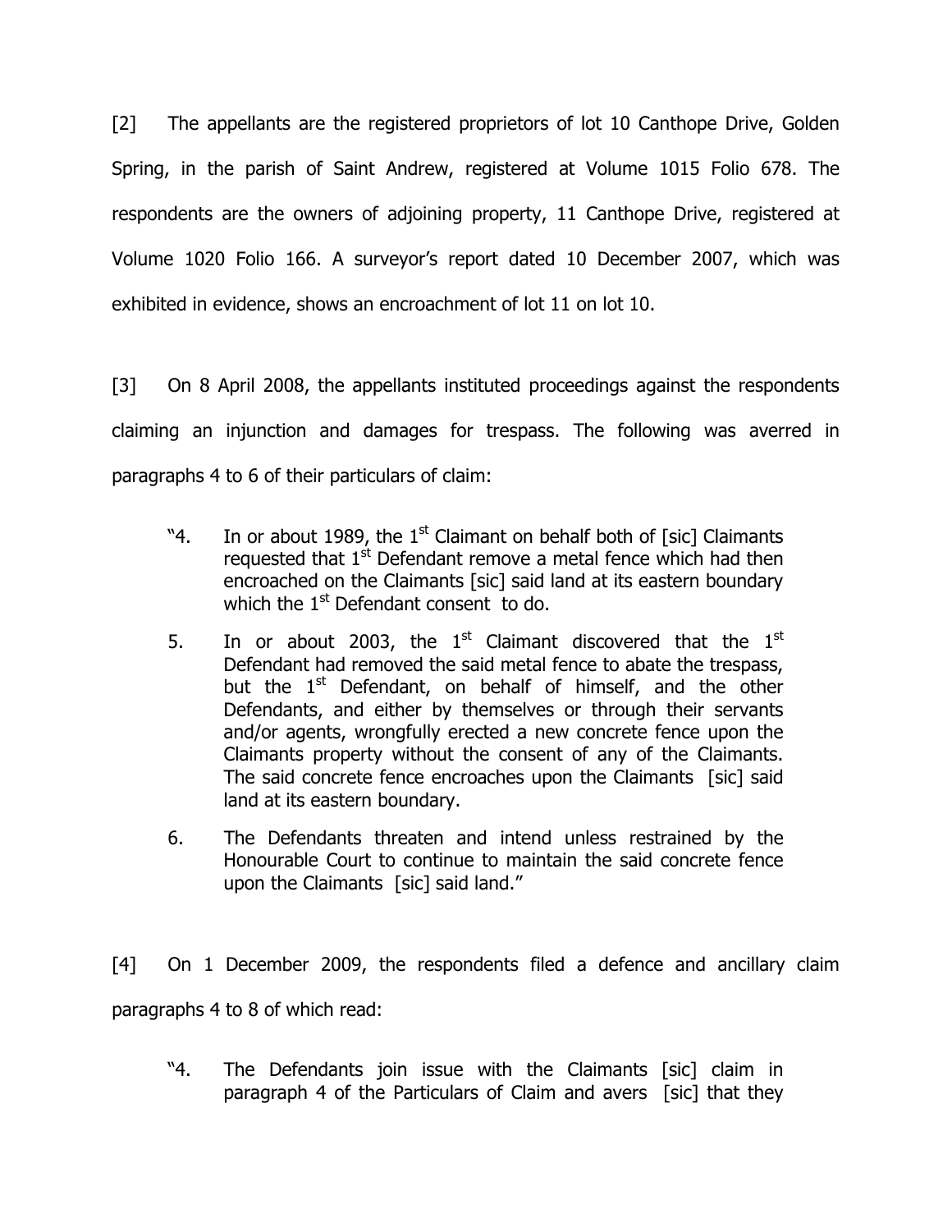[2] The appellants are the registered proprietors of lot 10 Canthope Drive, Golden Spring, in the parish of Saint Andrew, registered at Volume 1015 Folio 678. The respondents are the owners of adjoining property, 11 Canthope Drive, registered at Volume 1020 Folio 166. A surveyor's report dated 10 December 2007, which was exhibited in evidence, shows an encroachment of lot 11 on lot 10.

[3] On 8 April 2008, the appellants instituted proceedings against the respondents claiming an injunction and damages for trespass. The following was averred in paragraphs 4 to 6 of their particulars of claim:

> "4. In or about 1989, the 1st Claimant on behalf both of [sic] Claimants requested that 1st Defendant remove a metal fence which had then encroached on the Claimants [sic] said land at its eastern boundary which the 1st Defendant consent to do.
>
> 5. In or about 2003, the 1st Claimant discovered that the 1st Defendant had removed the said metal fence to abate the trespass, but the 1st Defendant, on behalf of himself, and the other Defendants, and either by themselves or through their servants and/or agents, wrongfully erected a new concrete fence upon the Claimants property without the consent of any of the Claimants. The said concrete fence encroaches upon the Claimants [sic] said land at its eastern boundary.
>
> 6. The Defendants threaten and intend unless restrained by the Honourable Court to continue to maintain the said concrete fence upon the Claimants [sic] said land."

[4] On 1 December 2009, the respondents filed a defence and ancillary claim paragraphs 4 to 8 of which read:

> "4. The Defendants join issue with the Claimants [sic] claim in paragraph 4 of the Particulars of Claim and avers [sic] that they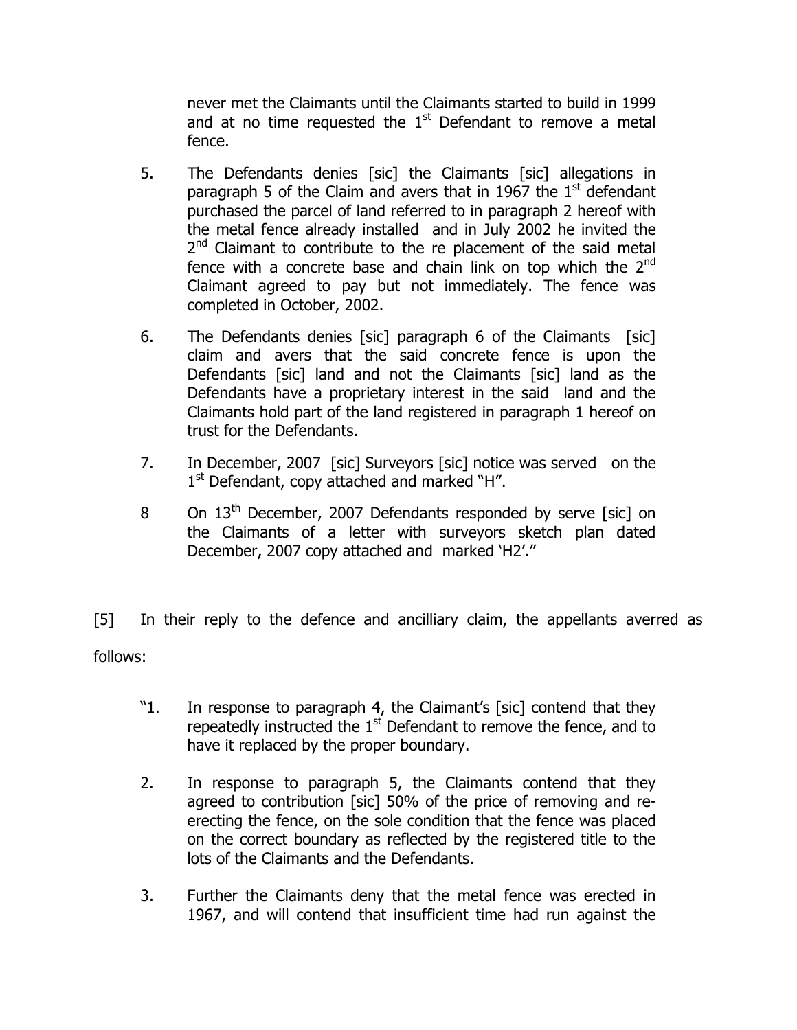never met the Claimants until the Claimants started to build in 1999 and at no time requested the 1st Defendant to remove a metal fence.

5. The Defendants denies [sic] the Claimants [sic] allegations in paragraph 5 of the Claim and avers that in 1967 the 1st defendant purchased the parcel of land referred to in paragraph 2 hereof with the metal fence already installed and in July 2002 he invited the 2nd Claimant to contribute to the re placement of the said metal fence with a concrete base and chain link on top which the 2nd Claimant agreed to pay but not immediately. The fence was completed in October, 2002.

6. The Defendants denies [sic] paragraph 6 of the Claimants [sic] claim and avers that the said concrete fence is upon the Defendants [sic] land and not the Claimants [sic] land as the Defendants have a proprietary interest in the said land and the Claimants hold part of the land registered in paragraph 1 hereof on trust for the Defendants.

7. In December, 2007 [sic] Surveyors [sic] notice was served on the 1st Defendant, copy attached and marked "H".

8 On 13th December, 2007 Defendants responded by serve [sic] on the Claimants of a letter with surveyors sketch plan dated December, 2007 copy attached and marked 'H2'."

[5] In their reply to the defence and ancilliary claim, the appellants averred as follows:

"1. In response to paragraph 4, the Claimant's [sic] contend that they repeatedly instructed the 1st Defendant to remove the fence, and to have it replaced by the proper boundary.

2. In response to paragraph 5, the Claimants contend that they agreed to contribution [sic] 50% of the price of removing and re-erecting the fence, on the sole condition that the fence was placed on the correct boundary as reflected by the registered title to the lots of the Claimants and the Defendants.

3. Further the Claimants deny that the metal fence was erected in 1967, and will contend that insufficient time had run against the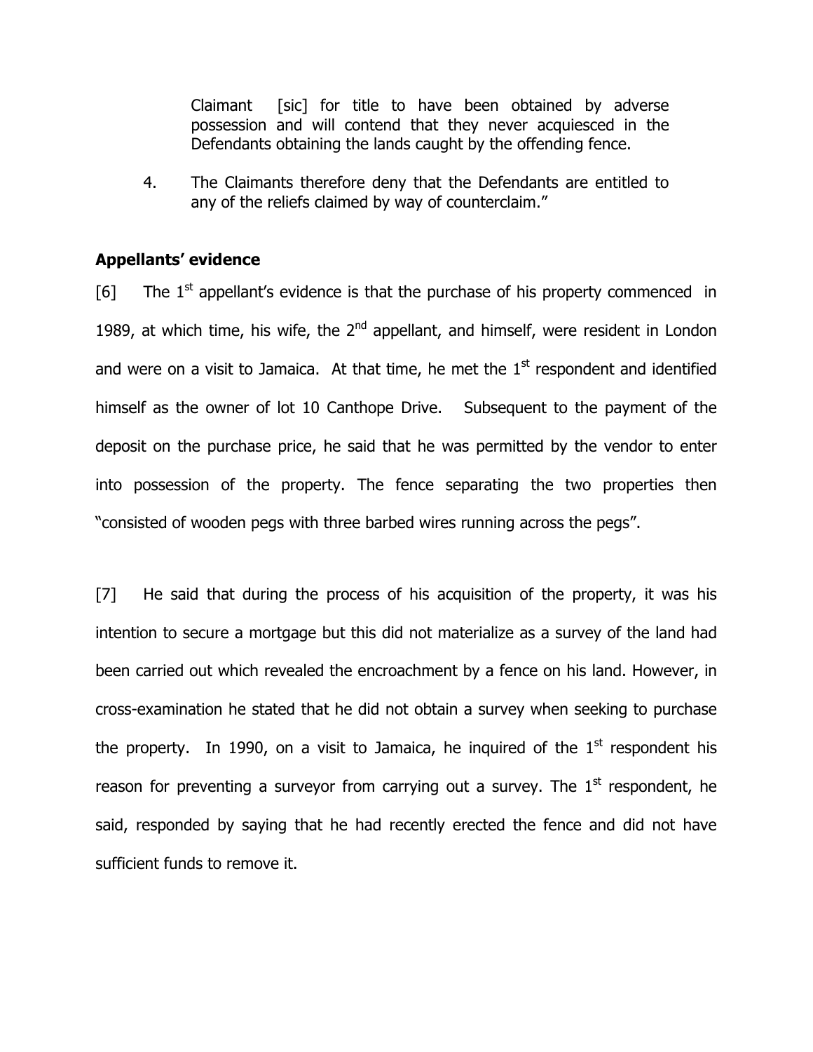> Claimant [sic] for title to have been obtained by adverse possession and will contend that they never acquiesced in the Defendants obtaining the lands caught by the offending fence.
>
> 4. The Claimants therefore deny that the Defendants are entitled to any of the reliefs claimed by way of counterclaim."

**Appellants' evidence**

[6] The 1st appellant's evidence is that the purchase of his property commenced in 1989, at which time, his wife, the 2nd appellant, and himself, were resident in London and were on a visit to Jamaica. At that time, he met the 1st respondent and identified himself as the owner of lot 10 Canthope Drive. Subsequent to the payment of the deposit on the purchase price, he said that he was permitted by the vendor to enter into possession of the property. The fence separating the two properties then "consisted of wooden pegs with three barbed wires running across the pegs".

[7] He said that during the process of his acquisition of the property, it was his intention to secure a mortgage but this did not materialize as a survey of the land had been carried out which revealed the encroachment by a fence on his land. However, in cross-examination he stated that he did not obtain a survey when seeking to purchase the property. In 1990, on a visit to Jamaica, he inquired of the 1st respondent his reason for preventing a surveyor from carrying out a survey. The 1st respondent, he said, responded by saying that he had recently erected the fence and did not have sufficient funds to remove it.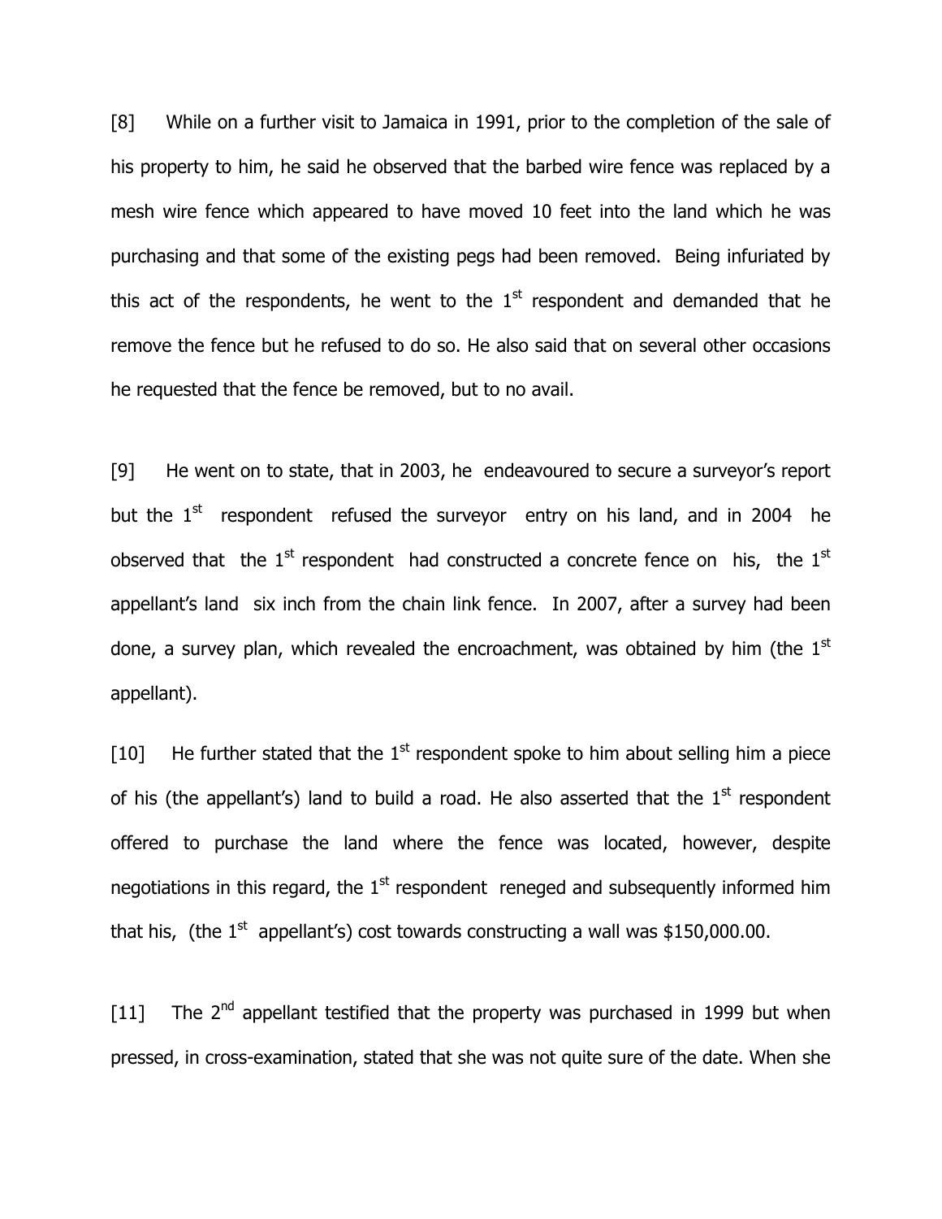[8] While on a further visit to Jamaica in 1991, prior to the completion of the sale of his property to him, he said he observed that the barbed wire fence was replaced by a mesh wire fence which appeared to have moved 10 feet into the land which he was purchasing and that some of the existing pegs had been removed. Being infuriated by this act of the respondents, he went to the 1st respondent and demanded that he remove the fence but he refused to do so. He also said that on several other occasions he requested that the fence be removed, but to no avail.

[9] He went on to state, that in 2003, he endeavoured to secure a surveyor's report but the 1st respondent refused the surveyor entry on his land, and in 2004 he observed that the 1st respondent had constructed a concrete fence on his, the 1st appellant's land six inch from the chain link fence. In 2007, after a survey had been done, a survey plan, which revealed the encroachment, was obtained by him (the 1st appellant).

[10] He further stated that the 1st respondent spoke to him about selling him a piece of his (the appellant's) land to build a road. He also asserted that the 1st respondent offered to purchase the land where the fence was located, however, despite negotiations in this regard, the 1st respondent reneged and subsequently informed him that his, (the 1st appellant's) cost towards constructing a wall was $150,000.00.

[11] The 2nd appellant testified that the property was purchased in 1999 but when pressed, in cross-examination, stated that she was not quite sure of the date. When she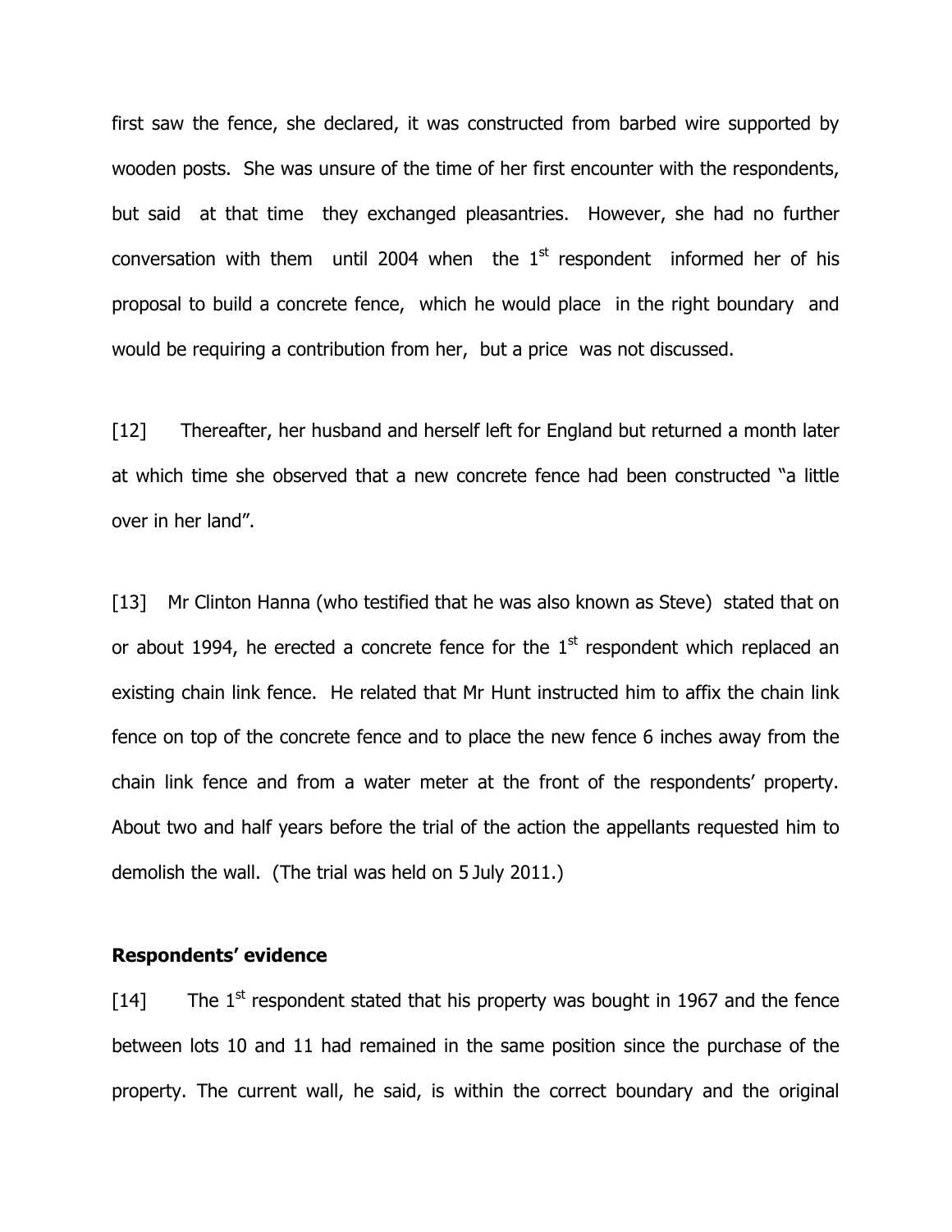first saw the fence, she declared, it was constructed from barbed wire supported by wooden posts. She was unsure of the time of her first encounter with the respondents, but said at that time they exchanged pleasantries. However, she had no further conversation with them until 2004 when the 1st respondent informed her of his proposal to build a concrete fence, which he would place in the right boundary and would be requiring a contribution from her, but a price was not discussed.

[12] Thereafter, her husband and herself left for England but returned a month later at which time she observed that a new concrete fence had been constructed "a little over in her land".

[13] Mr Clinton Hanna (who testified that he was also known as Steve) stated that on or about 1994, he erected a concrete fence for the 1st respondent which replaced an existing chain link fence. He related that Mr Hunt instructed him to affix the chain link fence on top of the concrete fence and to place the new fence 6 inches away from the chain link fence and from a water meter at the front of the respondents' property. About two and half years before the trial of the action the appellants requested him to demolish the wall. (The trial was held on 5 July 2011.)

**Respondents' evidence**

[14] The 1st respondent stated that his property was bought in 1967 and the fence between lots 10 and 11 had remained in the same position since the purchase of the property. The current wall, he said, is within the correct boundary and the original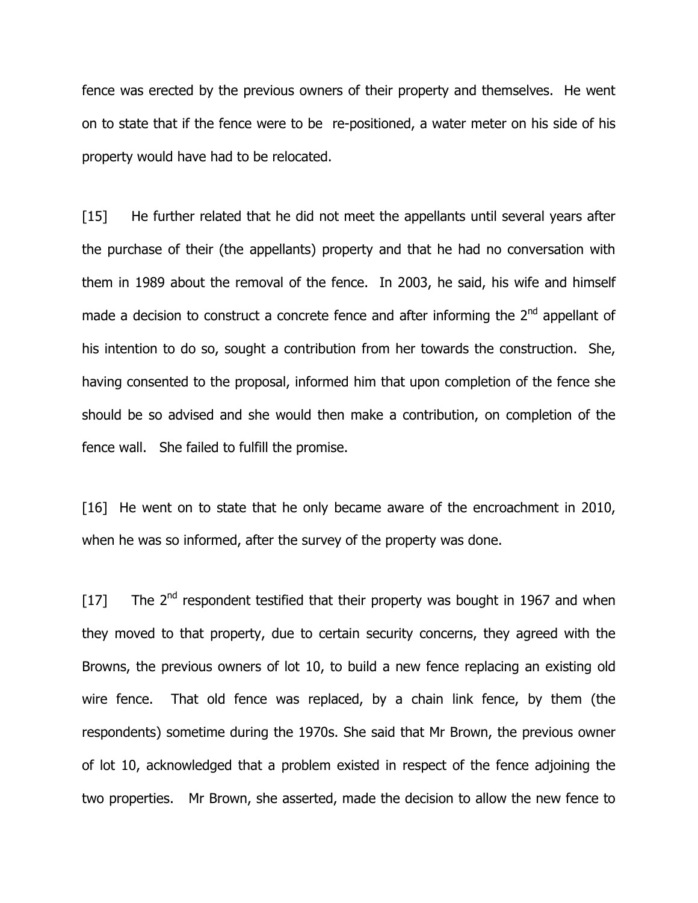fence was erected by the previous owners of their property and themselves. He went on to state that if the fence were to be re-positioned, a water meter on his side of his property would have had to be relocated.

[15] He further related that he did not meet the appellants until several years after the purchase of their (the appellants) property and that he had no conversation with them in 1989 about the removal of the fence. In 2003, he said, his wife and himself made a decision to construct a concrete fence and after informing the 2nd appellant of his intention to do so, sought a contribution from her towards the construction. She, having consented to the proposal, informed him that upon completion of the fence she should be so advised and she would then make a contribution, on completion of the fence wall. She failed to fulfill the promise.

[16] He went on to state that he only became aware of the encroachment in 2010, when he was so informed, after the survey of the property was done.

[17] The 2nd respondent testified that their property was bought in 1967 and when they moved to that property, due to certain security concerns, they agreed with the Browns, the previous owners of lot 10, to build a new fence replacing an existing old wire fence. That old fence was replaced, by a chain link fence, by them (the respondents) sometime during the 1970s. She said that Mr Brown, the previous owner of lot 10, acknowledged that a problem existed in respect of the fence adjoining the two properties. Mr Brown, she asserted, made the decision to allow the new fence to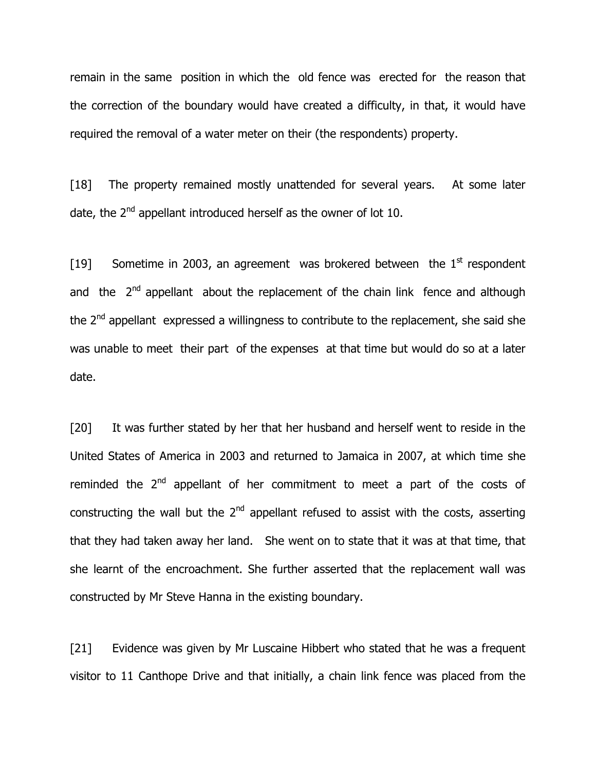remain in the same position in which the old fence was erected for the reason that the correction of the boundary would have created a difficulty, in that, it would have required the removal of a water meter on their (the respondents) property.

[18] The property remained mostly unattended for several years. At some later date, the 2nd appellant introduced herself as the owner of lot 10.

[19] Sometime in 2003, an agreement was brokered between the 1st respondent and the 2nd appellant about the replacement of the chain link fence and although the 2nd appellant expressed a willingness to contribute to the replacement, she said she was unable to meet their part of the expenses at that time but would do so at a later date.

[20] It was further stated by her that her husband and herself went to reside in the United States of America in 2003 and returned to Jamaica in 2007, at which time she reminded the 2nd appellant of her commitment to meet a part of the costs of constructing the wall but the 2nd appellant refused to assist with the costs, asserting that they had taken away her land. She went on to state that it was at that time, that she learnt of the encroachment. She further asserted that the replacement wall was constructed by Mr Steve Hanna in the existing boundary.

[21] Evidence was given by Mr Luscaine Hibbert who stated that he was a frequent visitor to 11 Canthope Drive and that initially, a chain link fence was placed from the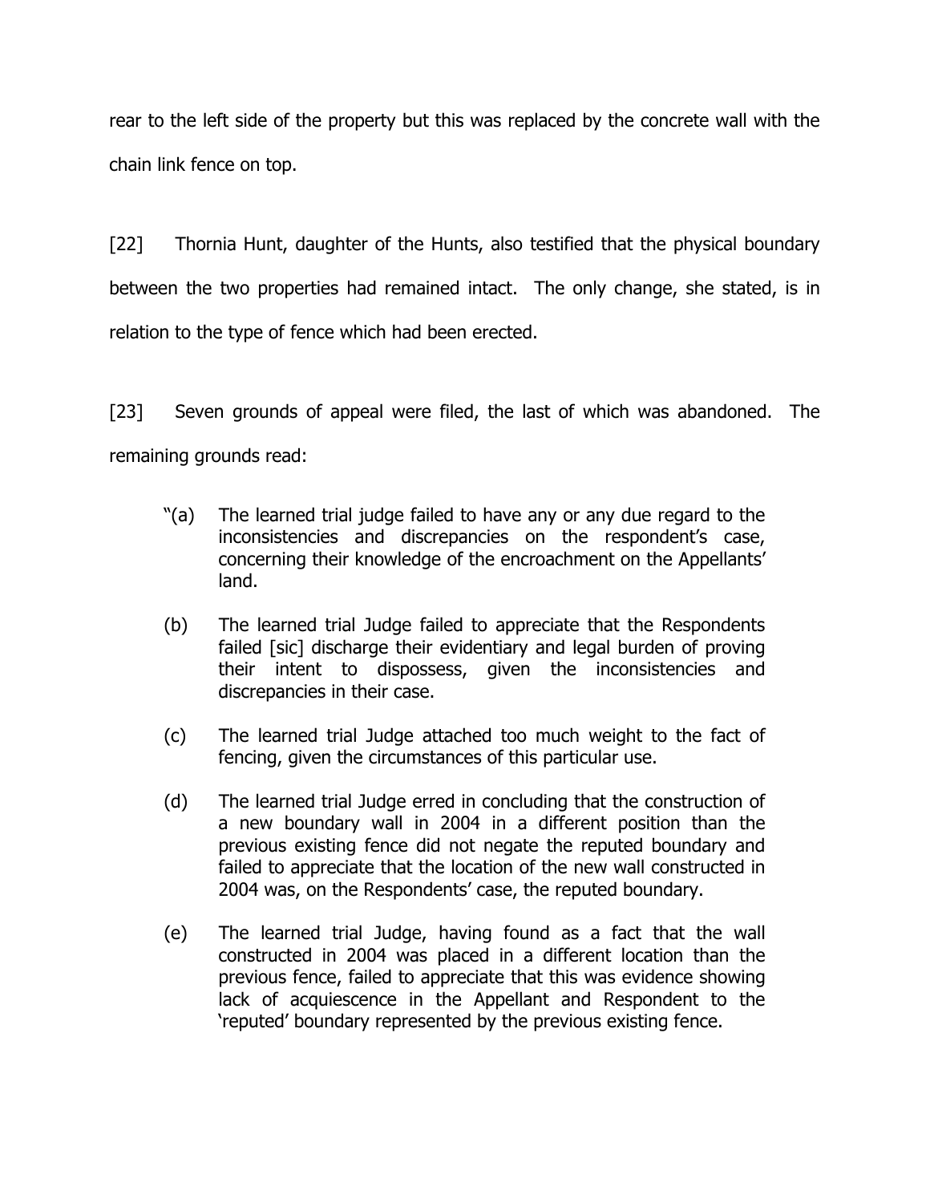rear to the left side of the property but this was replaced by the concrete wall with the chain link fence on top.

[22] Thornia Hunt, daughter of the Hunts, also testified that the physical boundary between the two properties had remained intact. The only change, she stated, is in relation to the type of fence which had been erected.

[23] Seven grounds of appeal were filed, the last of which was abandoned. The remaining grounds read:

> "(a) The learned trial judge failed to have any or any due regard to the inconsistencies and discrepancies on the respondent's case, concerning their knowledge of the encroachment on the Appellants' land.
>
> (b) The learned trial Judge failed to appreciate that the Respondents failed [sic] discharge their evidentiary and legal burden of proving their intent to dispossess, given the inconsistencies and discrepancies in their case.
>
> (c) The learned trial Judge attached too much weight to the fact of fencing, given the circumstances of this particular use.
>
> (d) The learned trial Judge erred in concluding that the construction of a new boundary wall in 2004 in a different position than the previous existing fence did not negate the reputed boundary and failed to appreciate that the location of the new wall constructed in 2004 was, on the Respondents' case, the reputed boundary.
>
> (e) The learned trial Judge, having found as a fact that the wall constructed in 2004 was placed in a different location than the previous fence, failed to appreciate that this was evidence showing lack of acquiescence in the Appellant and Respondent to the 'reputed' boundary represented by the previous existing fence.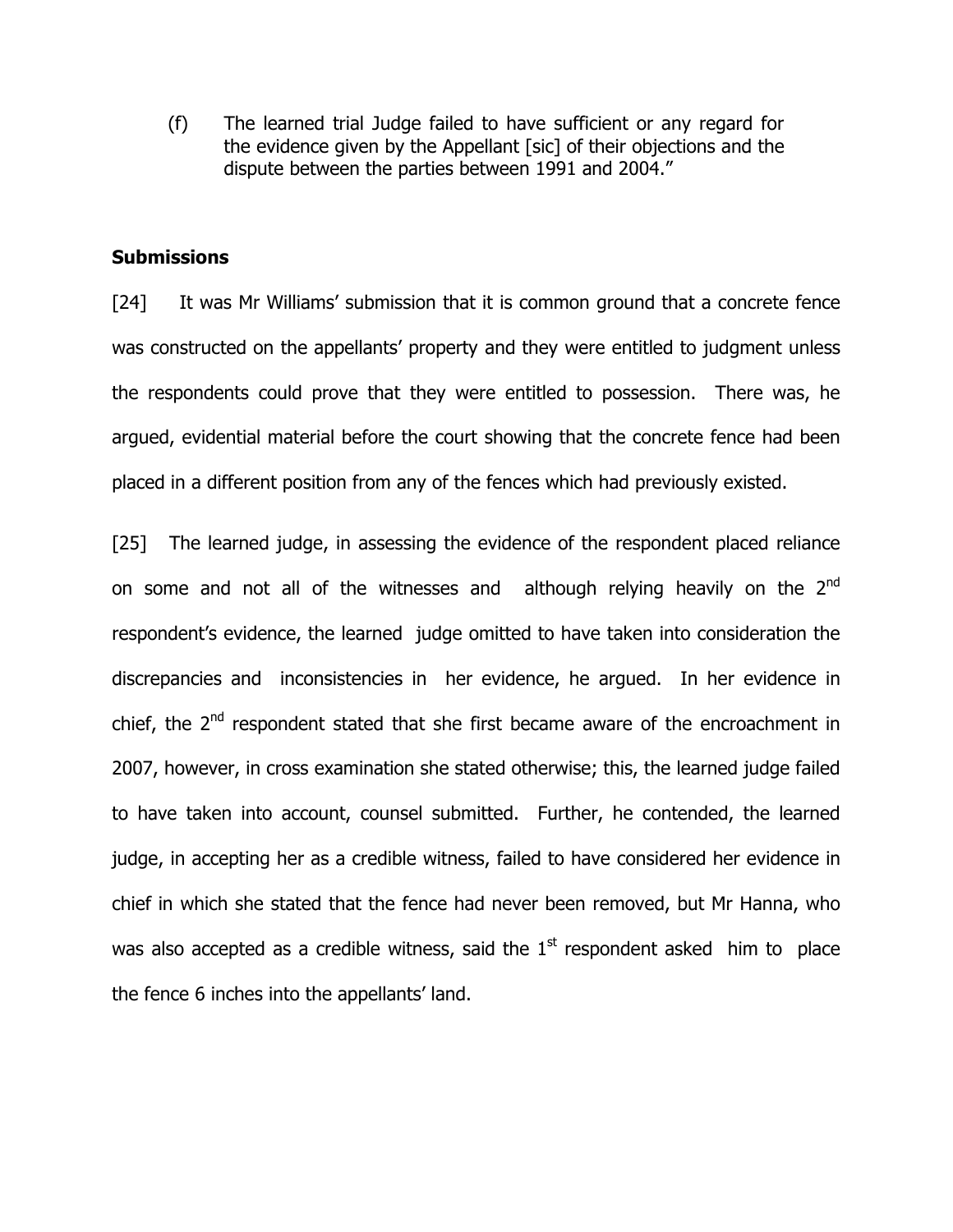(f) The learned trial Judge failed to have sufficient or any regard for the evidence given by the Appellant [sic] of their objections and the dispute between the parties between 1991 and 2004."

**Submissions**

[24] It was Mr Williams' submission that it is common ground that a concrete fence was constructed on the appellants' property and they were entitled to judgment unless the respondents could prove that they were entitled to possession. There was, he argued, evidential material before the court showing that the concrete fence had been placed in a different position from any of the fences which had previously existed.

[25] The learned judge, in assessing the evidence of the respondent placed reliance on some and not all of the witnesses and although relying heavily on the 2nd respondent's evidence, the learned judge omitted to have taken into consideration the discrepancies and inconsistencies in her evidence, he argued. In her evidence in chief, the 2nd respondent stated that she first became aware of the encroachment in 2007, however, in cross examination she stated otherwise; this, the learned judge failed to have taken into account, counsel submitted. Further, he contended, the learned judge, in accepting her as a credible witness, failed to have considered her evidence in chief in which she stated that the fence had never been removed, but Mr Hanna, who was also accepted as a credible witness, said the 1st respondent asked him to place the fence 6 inches into the appellants' land.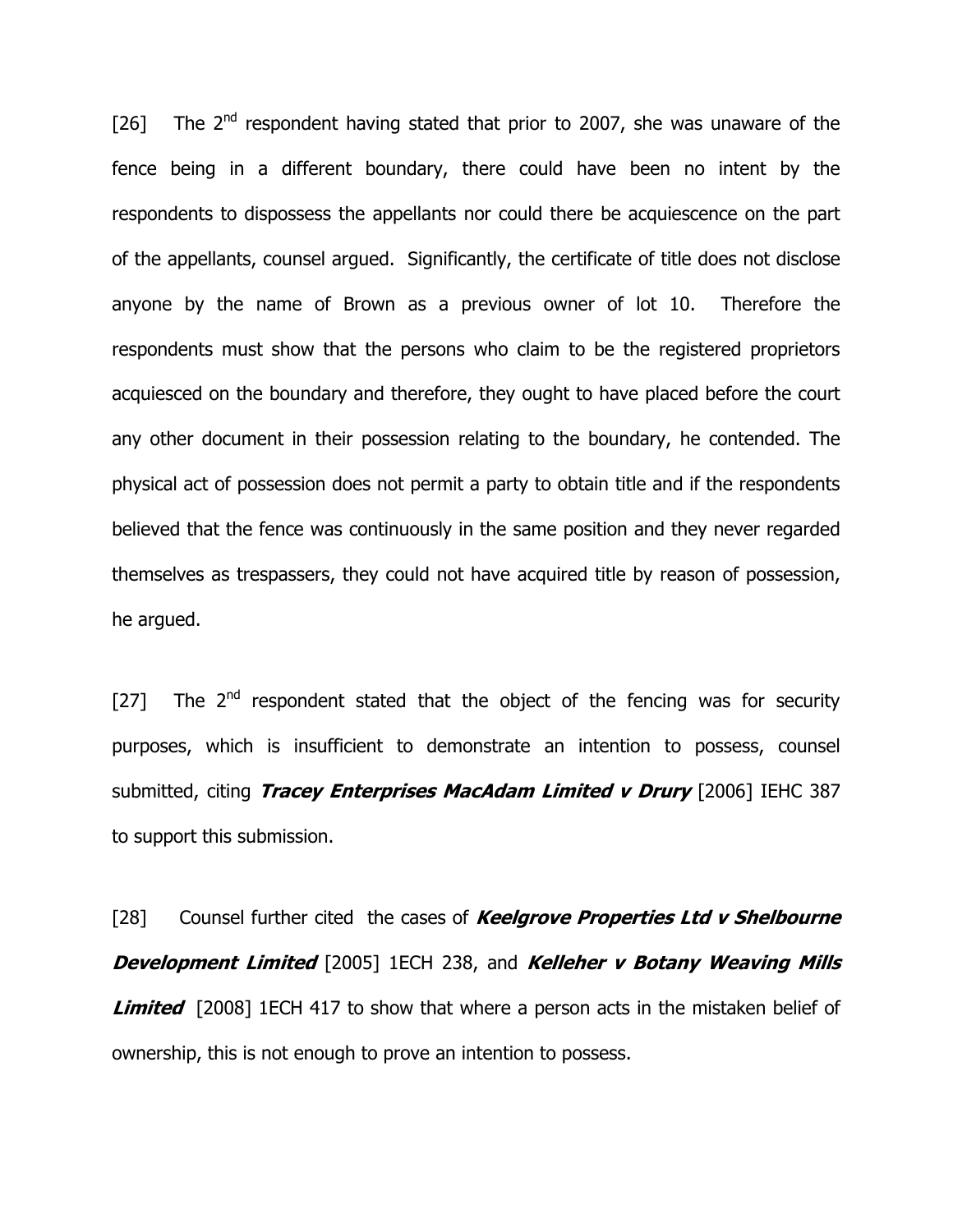[26] The 2nd respondent having stated that prior to 2007, she was unaware of the fence being in a different boundary, there could have been no intent by the respondents to dispossess the appellants nor could there be acquiescence on the part of the appellants, counsel argued. Significantly, the certificate of title does not disclose anyone by the name of Brown as a previous owner of lot 10. Therefore the respondents must show that the persons who claim to be the registered proprietors acquiesced on the boundary and therefore, they ought to have placed before the court any other document in their possession relating to the boundary, he contended. The physical act of possession does not permit a party to obtain title and if the respondents believed that the fence was continuously in the same position and they never regarded themselves as trespassers, they could not have acquired title by reason of possession, he argued.

[27] The 2nd respondent stated that the object of the fencing was for security purposes, which is insufficient to demonstrate an intention to possess, counsel submitted, citing ***Tracey Enterprises MacAdam Limited v Drury*** [2006] IEHC 387 to support this submission.

[28] Counsel further cited the cases of ***Keelgrove Properties Ltd v Shelbourne Development Limited*** [2005] 1ECH 238, and ***Kelleher v Botany Weaving Mills Limited*** [2008] 1ECH 417 to show that where a person acts in the mistaken belief of ownership, this is not enough to prove an intention to possess.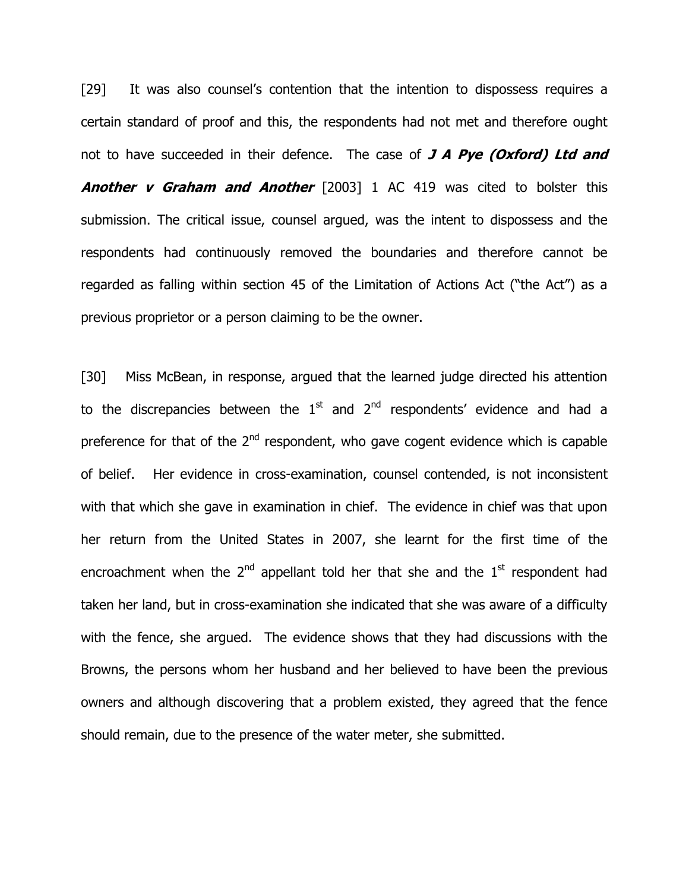[29] It was also counsel's contention that the intention to dispossess requires a certain standard of proof and this, the respondents had not met and therefore ought not to have succeeded in their defence. The case of ***J A Pye (Oxford) Ltd and Another v Graham and Another*** [2003] 1 AC 419 was cited to bolster this submission. The critical issue, counsel argued, was the intent to dispossess and the respondents had continuously removed the boundaries and therefore cannot be regarded as falling within section 45 of the Limitation of Actions Act ("the Act") as a previous proprietor or a person claiming to be the owner.

[30] Miss McBean, in response, argued that the learned judge directed his attention to the discrepancies between the 1st and 2nd respondents' evidence and had a preference for that of the 2nd respondent, who gave cogent evidence which is capable of belief. Her evidence in cross-examination, counsel contended, is not inconsistent with that which she gave in examination in chief. The evidence in chief was that upon her return from the United States in 2007, she learnt for the first time of the encroachment when the 2nd appellant told her that she and the 1st respondent had taken her land, but in cross-examination she indicated that she was aware of a difficulty with the fence, she argued. The evidence shows that they had discussions with the Browns, the persons whom her husband and her believed to have been the previous owners and although discovering that a problem existed, they agreed that the fence should remain, due to the presence of the water meter, she submitted.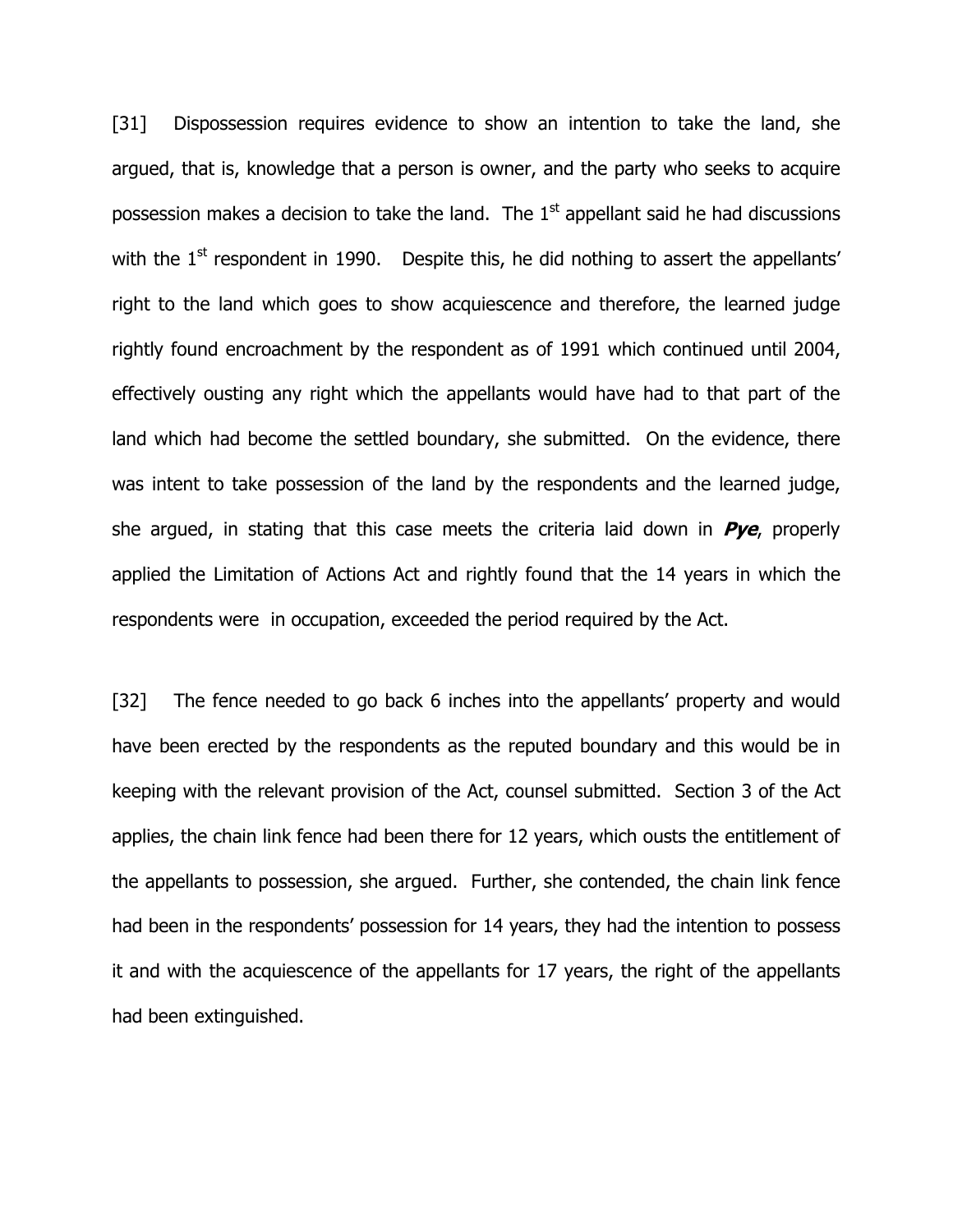[31] Dispossession requires evidence to show an intention to take the land, she argued, that is, knowledge that a person is owner, and the party who seeks to acquire possession makes a decision to take the land. The 1st appellant said he had discussions with the 1st respondent in 1990. Despite this, he did nothing to assert the appellants' right to the land which goes to show acquiescence and therefore, the learned judge rightly found encroachment by the respondent as of 1991 which continued until 2004, effectively ousting any right which the appellants would have had to that part of the land which had become the settled boundary, she submitted. On the evidence, there was intent to take possession of the land by the respondents and the learned judge, she argued, in stating that this case meets the criteria laid down in ***Pye***, properly applied the Limitation of Actions Act and rightly found that the 14 years in which the respondents were in occupation, exceeded the period required by the Act.

[32] The fence needed to go back 6 inches into the appellants' property and would have been erected by the respondents as the reputed boundary and this would be in keeping with the relevant provision of the Act, counsel submitted. Section 3 of the Act applies, the chain link fence had been there for 12 years, which ousts the entitlement of the appellants to possession, she argued. Further, she contended, the chain link fence had been in the respondents' possession for 14 years, they had the intention to possess it and with the acquiescence of the appellants for 17 years, the right of the appellants had been extinguished.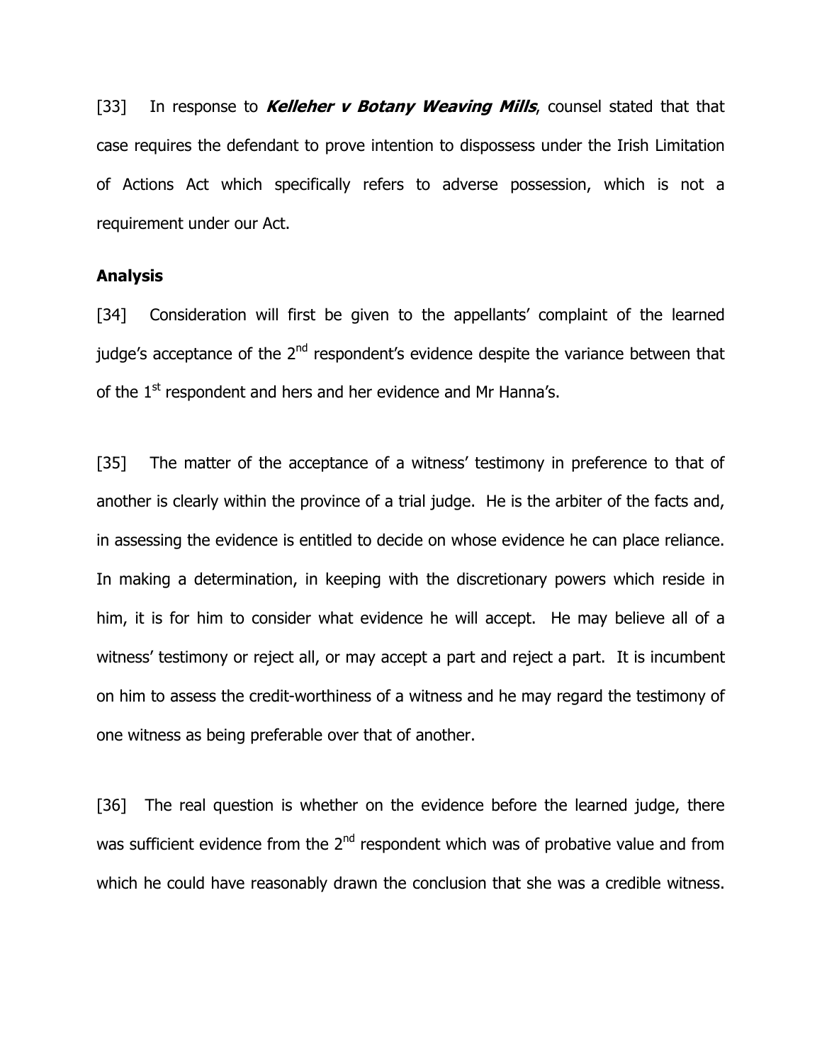[33] In response to ***Kelleher v Botany Weaving Mills***, counsel stated that that case requires the defendant to prove intention to dispossess under the Irish Limitation of Actions Act which specifically refers to adverse possession, which is not a requirement under our Act.

**Analysis**

[34] Consideration will first be given to the appellants' complaint of the learned judge's acceptance of the 2nd respondent's evidence despite the variance between that of the 1st respondent and hers and her evidence and Mr Hanna's.

[35] The matter of the acceptance of a witness' testimony in preference to that of another is clearly within the province of a trial judge. He is the arbiter of the facts and, in assessing the evidence is entitled to decide on whose evidence he can place reliance. In making a determination, in keeping with the discretionary powers which reside in him, it is for him to consider what evidence he will accept. He may believe all of a witness' testimony or reject all, or may accept a part and reject a part. It is incumbent on him to assess the credit-worthiness of a witness and he may regard the testimony of one witness as being preferable over that of another.

[36] The real question is whether on the evidence before the learned judge, there was sufficient evidence from the 2nd respondent which was of probative value and from which he could have reasonably drawn the conclusion that she was a credible witness.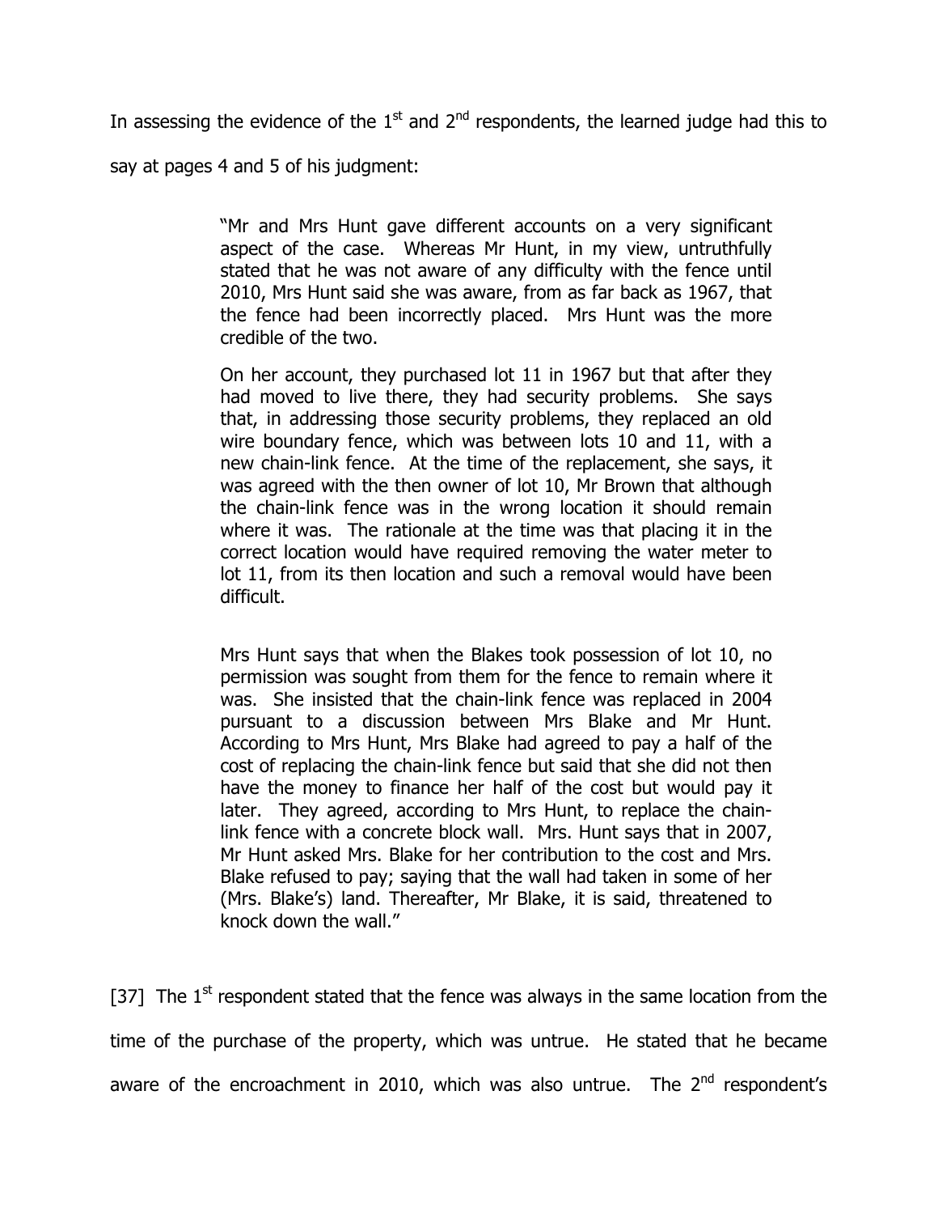In assessing the evidence of the 1st and 2nd respondents, the learned judge had this to say at pages 4 and 5 of his judgment:

> "Mr and Mrs Hunt gave different accounts on a very significant aspect of the case. Whereas Mr Hunt, in my view, untruthfully stated that he was not aware of any difficulty with the fence until 2010, Mrs Hunt said she was aware, from as far back as 1967, that the fence had been incorrectly placed. Mrs Hunt was the more credible of the two.
>
> On her account, they purchased lot 11 in 1967 but that after they had moved to live there, they had security problems. She says that, in addressing those security problems, they replaced an old wire boundary fence, which was between lots 10 and 11, with a new chain-link fence. At the time of the replacement, she says, it was agreed with the then owner of lot 10, Mr Brown that although the chain-link fence was in the wrong location it should remain where it was. The rationale at the time was that placing it in the correct location would have required removing the water meter to lot 11, from its then location and such a removal would have been difficult.
>
> Mrs Hunt says that when the Blakes took possession of lot 10, no permission was sought from them for the fence to remain where it was. She insisted that the chain-link fence was replaced in 2004 pursuant to a discussion between Mrs Blake and Mr Hunt. According to Mrs Hunt, Mrs Blake had agreed to pay a half of the cost of replacing the chain-link fence but said that she did not then have the money to finance her half of the cost but would pay it later. They agreed, according to Mrs Hunt, to replace the chain-link fence with a concrete block wall. Mrs. Hunt says that in 2007, Mr Hunt asked Mrs. Blake for her contribution to the cost and Mrs. Blake refused to pay; saying that the wall had taken in some of her (Mrs. Blake's) land. Thereafter, Mr Blake, it is said, threatened to knock down the wall."

[37] The 1st respondent stated that the fence was always in the same location from the time of the purchase of the property, which was untrue. He stated that he became aware of the encroachment in 2010, which was also untrue. The 2nd respondent's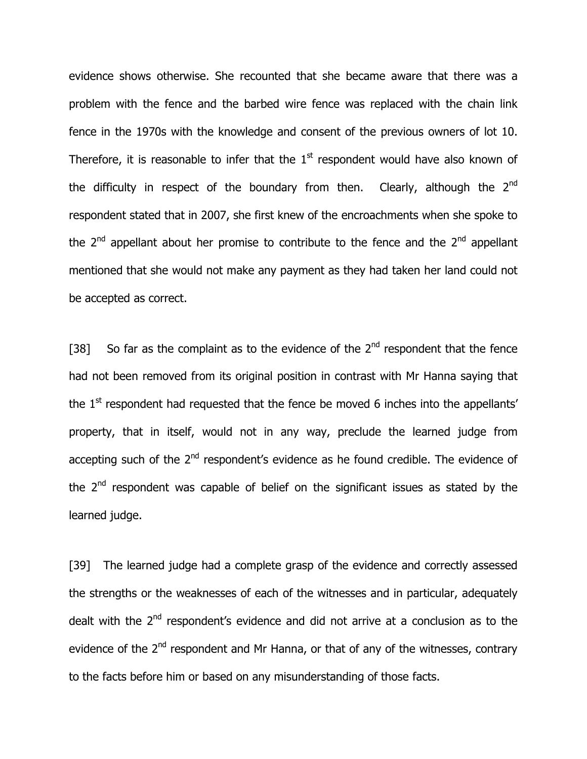evidence shows otherwise. She recounted that she became aware that there was a problem with the fence and the barbed wire fence was replaced with the chain link fence in the 1970s with the knowledge and consent of the previous owners of lot 10. Therefore, it is reasonable to infer that the 1st respondent would have also known of the difficulty in respect of the boundary from then. Clearly, although the 2nd respondent stated that in 2007, she first knew of the encroachments when she spoke to the 2nd appellant about her promise to contribute to the fence and the 2nd appellant mentioned that she would not make any payment as they had taken her land could not be accepted as correct.

[38] So far as the complaint as to the evidence of the 2nd respondent that the fence had not been removed from its original position in contrast with Mr Hanna saying that the 1st respondent had requested that the fence be moved 6 inches into the appellants' property, that in itself, would not in any way, preclude the learned judge from accepting such of the 2nd respondent's evidence as he found credible. The evidence of the 2nd respondent was capable of belief on the significant issues as stated by the learned judge.

[39] The learned judge had a complete grasp of the evidence and correctly assessed the strengths or the weaknesses of each of the witnesses and in particular, adequately dealt with the 2nd respondent's evidence and did not arrive at a conclusion as to the evidence of the 2nd respondent and Mr Hanna, or that of any of the witnesses, contrary to the facts before him or based on any misunderstanding of those facts.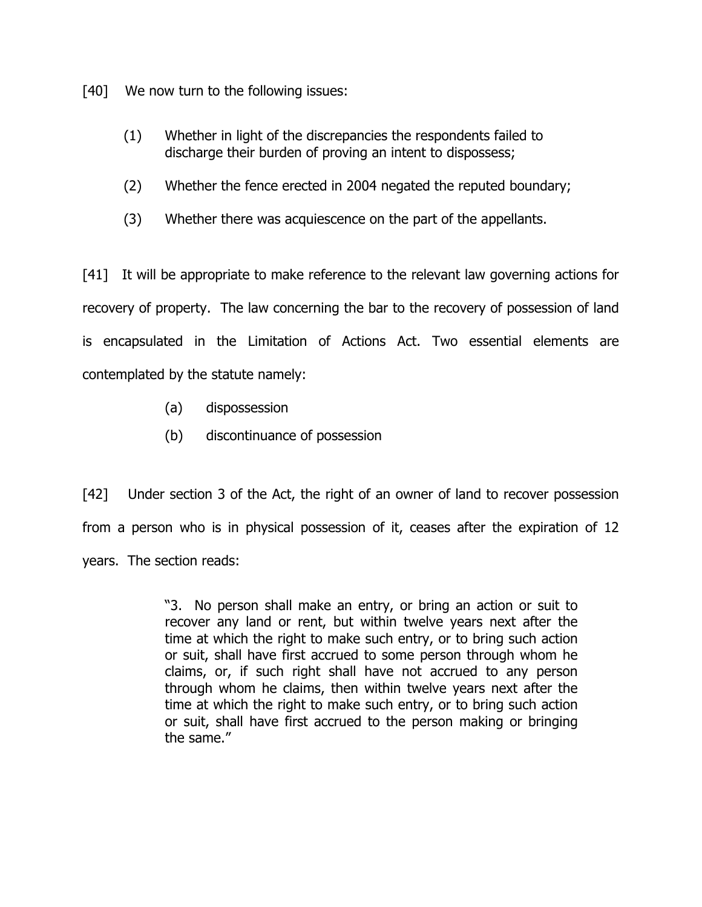[40] We now turn to the following issues:

(1) Whether in light of the discrepancies the respondents failed to discharge their burden of proving an intent to dispossess;

(2) Whether the fence erected in 2004 negated the reputed boundary;

(3) Whether there was acquiescence on the part of the appellants.

[41] It will be appropriate to make reference to the relevant law governing actions for recovery of property. The law concerning the bar to the recovery of possession of land is encapsulated in the Limitation of Actions Act. Two essential elements are contemplated by the statute namely:

(a) dispossession

(b) discontinuance of possession

[42] Under section 3 of the Act, the right of an owner of land to recover possession from a person who is in physical possession of it, ceases after the expiration of 12 years. The section reads:

> "3. No person shall make an entry, or bring an action or suit to recover any land or rent, but within twelve years next after the time at which the right to make such entry, or to bring such action or suit, shall have first accrued to some person through whom he claims, or, if such right shall have not accrued to any person through whom he claims, then within twelve years next after the time at which the right to make such entry, or to bring such action or suit, shall have first accrued to the person making or bringing the same."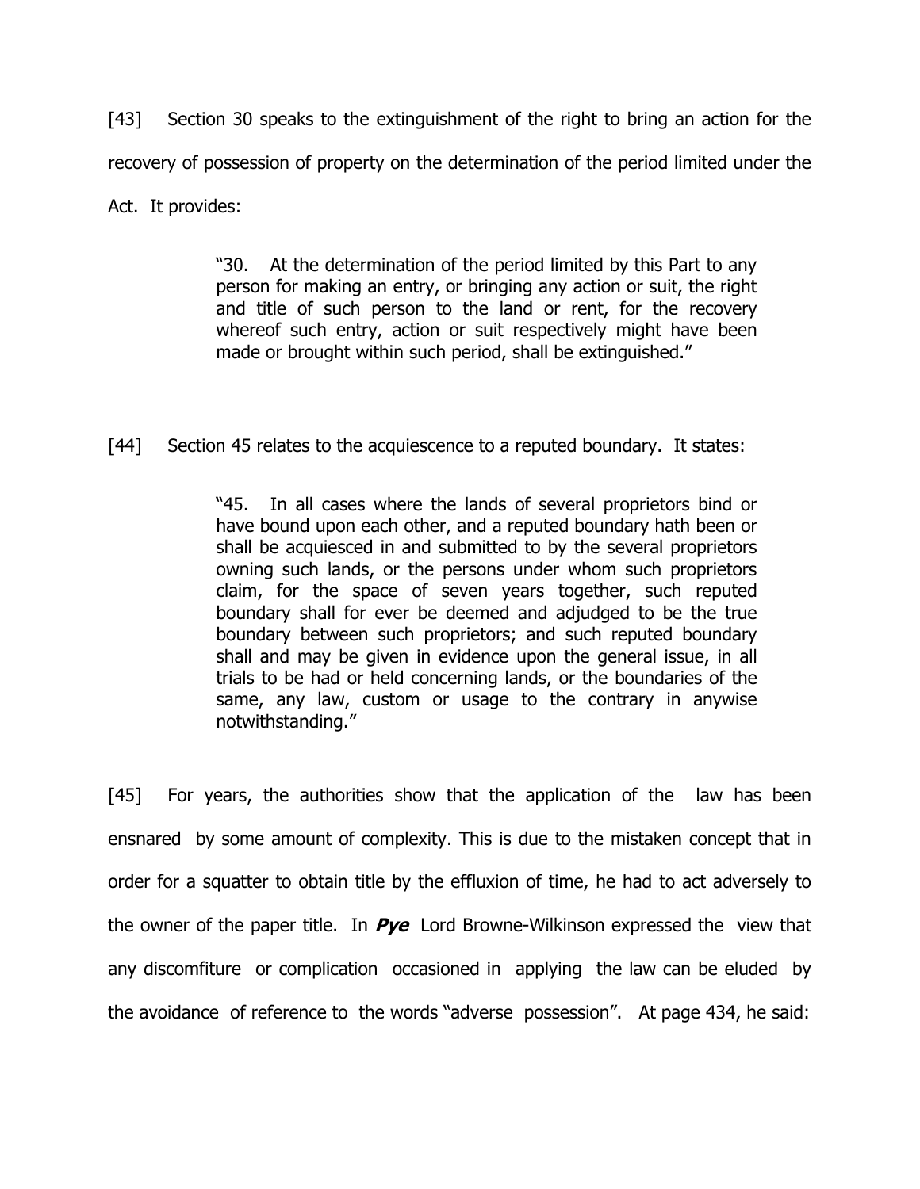[43] Section 30 speaks to the extinguishment of the right to bring an action for the recovery of possession of property on the determination of the period limited under the Act. It provides:

> "30. At the determination of the period limited by this Part to any person for making an entry, or bringing any action or suit, the right and title of such person to the land or rent, for the recovery whereof such entry, action or suit respectively might have been made or brought within such period, shall be extinguished."

[44] Section 45 relates to the acquiescence to a reputed boundary. It states:

> "45. In all cases where the lands of several proprietors bind or have bound upon each other, and a reputed boundary hath been or shall be acquiesced in and submitted to by the several proprietors owning such lands, or the persons under whom such proprietors claim, for the space of seven years together, such reputed boundary shall for ever be deemed and adjudged to be the true boundary between such proprietors; and such reputed boundary shall and may be given in evidence upon the general issue, in all trials to be had or held concerning lands, or the boundaries of the same, any law, custom or usage to the contrary in anywise notwithstanding."

[45] For years, the authorities show that the application of the law has been ensnared by some amount of complexity. This is due to the mistaken concept that in order for a squatter to obtain title by the effluxion of time, he had to act adversely to the owner of the paper title. In ***Pye*** Lord Browne-Wilkinson expressed the view that any discomfiture or complication occasioned in applying the law can be eluded by the avoidance of reference to the words "adverse possession". At page 434, he said: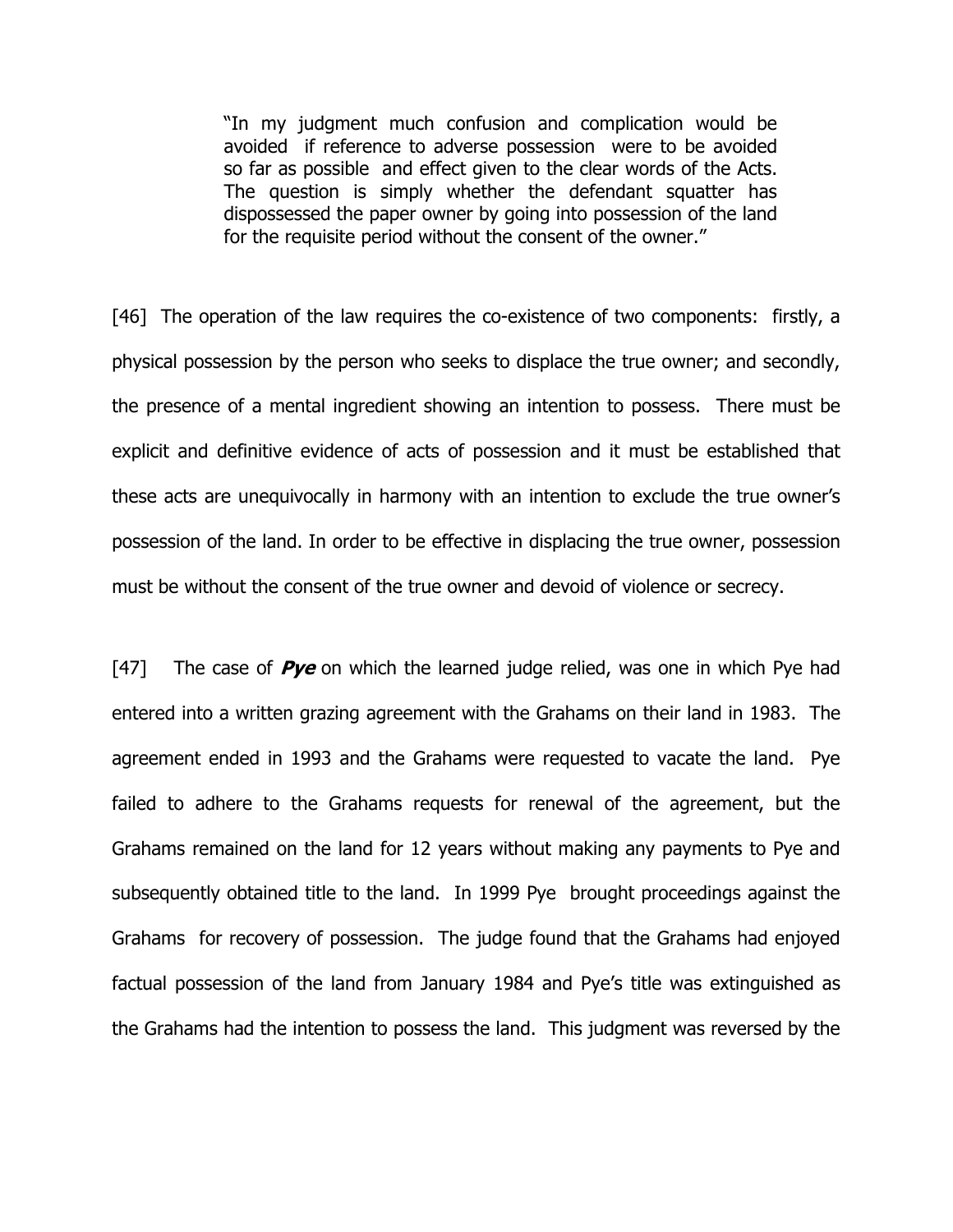> "In my judgment much confusion and complication would be avoided if reference to adverse possession were to be avoided so far as possible and effect given to the clear words of the Acts. The question is simply whether the defendant squatter has dispossessed the paper owner by going into possession of the land for the requisite period without the consent of the owner."

[46] The operation of the law requires the co-existence of two components: firstly, a physical possession by the person who seeks to displace the true owner; and secondly, the presence of a mental ingredient showing an intention to possess. There must be explicit and definitive evidence of acts of possession and it must be established that these acts are unequivocally in harmony with an intention to exclude the true owner's possession of the land. In order to be effective in displacing the true owner, possession must be without the consent of the true owner and devoid of violence or secrecy.

[47] The case of ***Pye*** on which the learned judge relied, was one in which Pye had entered into a written grazing agreement with the Grahams on their land in 1983. The agreement ended in 1993 and the Grahams were requested to vacate the land. Pye failed to adhere to the Grahams requests for renewal of the agreement, but the Grahams remained on the land for 12 years without making any payments to Pye and subsequently obtained title to the land. In 1999 Pye brought proceedings against the Grahams for recovery of possession. The judge found that the Grahams had enjoyed factual possession of the land from January 1984 and Pye's title was extinguished as the Grahams had the intention to possess the land. This judgment was reversed by the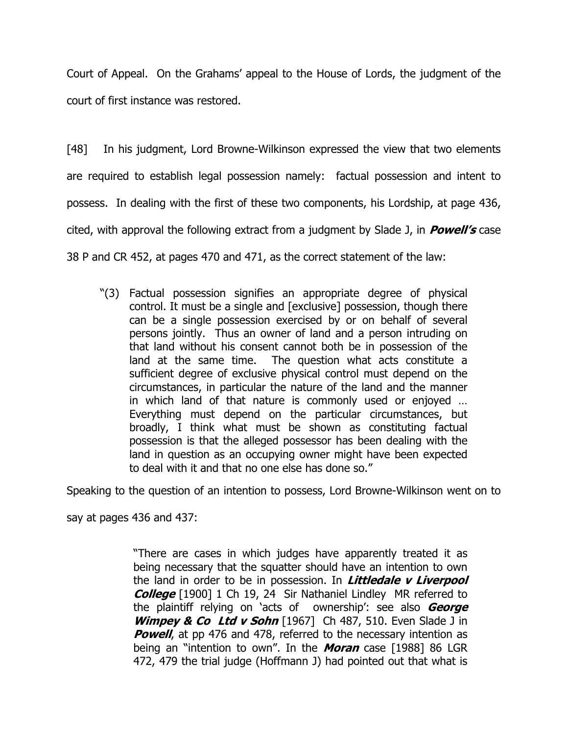Court of Appeal. On the Grahams' appeal to the House of Lords, the judgment of the court of first instance was restored.

[48] In his judgment, Lord Browne-Wilkinson expressed the view that two elements are required to establish legal possession namely: factual possession and intent to possess. In dealing with the first of these two components, his Lordship, at page 436, cited, with approval the following extract from a judgment by Slade J, in ***Powell's*** case 38 P and CR 452, at pages 470 and 471, as the correct statement of the law:

> "(3) Factual possession signifies an appropriate degree of physical control. It must be a single and [exclusive] possession, though there can be a single possession exercised by or on behalf of several persons jointly. Thus an owner of land and a person intruding on that land without his consent cannot both be in possession of the land at the same time. The question what acts constitute a sufficient degree of exclusive physical control must depend on the circumstances, in particular the nature of the land and the manner in which land of that nature is commonly used or enjoyed … Everything must depend on the particular circumstances, but broadly, I think what must be shown as constituting factual possession is that the alleged possessor has been dealing with the land in question as an occupying owner might have been expected to deal with it and that no one else has done so."

Speaking to the question of an intention to possess, Lord Browne-Wilkinson went on to say at pages 436 and 437:

> "There are cases in which judges have apparently treated it as being necessary that the squatter should have an intention to own the land in order to be in possession. In ***Littledale v Liverpool College*** [1900] 1 Ch 19, 24 Sir Nathaniel Lindley MR referred to the plaintiff relying on 'acts of ownership': see also ***George Wimpey & Co Ltd v Sohn*** [1967] Ch 487, 510. Even Slade J in ***Powell***, at pp 476 and 478, referred to the necessary intention as being an "intention to own". In the ***Moran*** case [1988] 86 LGR 472, 479 the trial judge (Hoffmann J) had pointed out that what is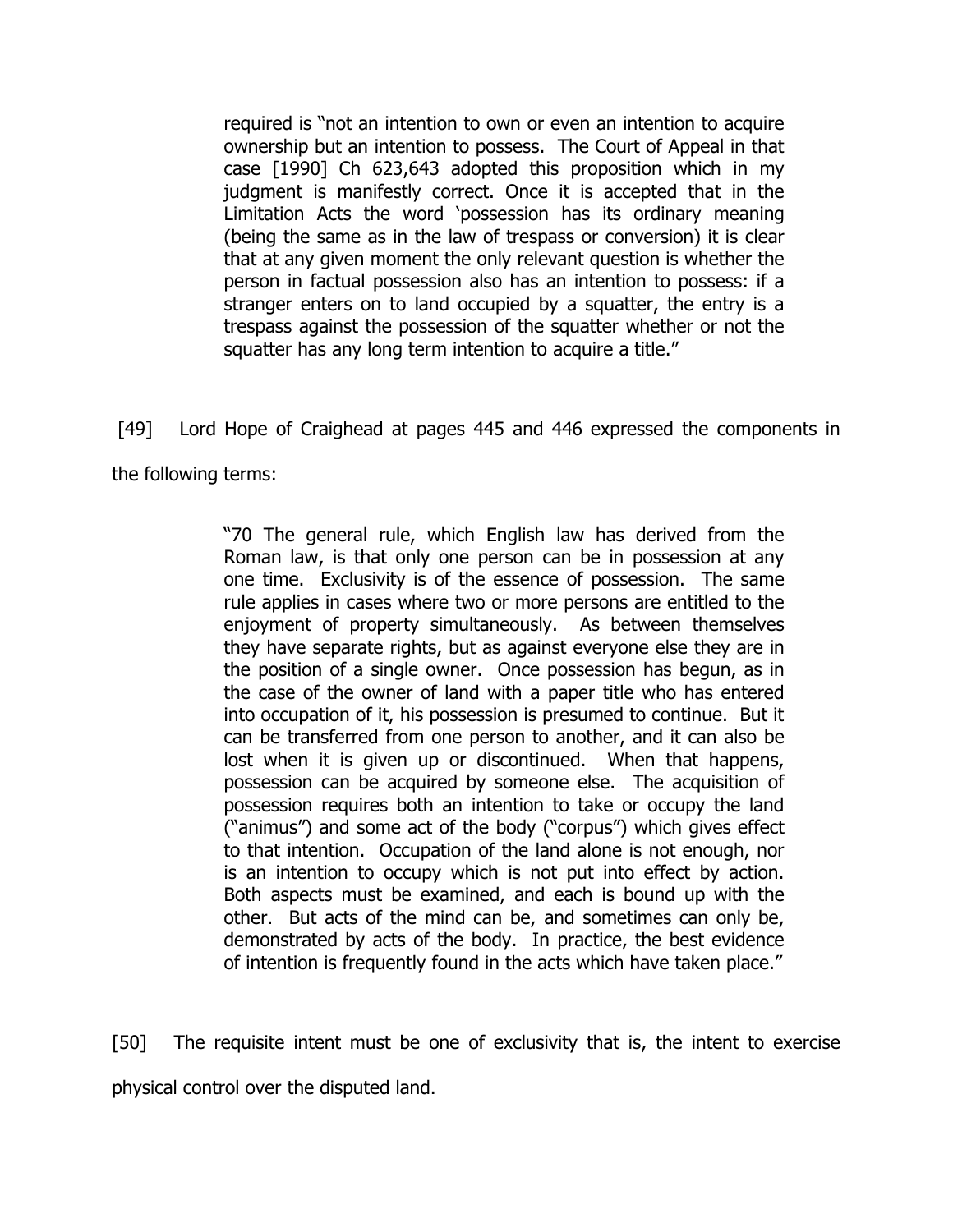> required is "not an intention to own or even an intention to acquire ownership but an intention to possess. The Court of Appeal in that case [1990] Ch 623,643 adopted this proposition which in my judgment is manifestly correct. Once it is accepted that in the Limitation Acts the word 'possession has its ordinary meaning (being the same as in the law of trespass or conversion) it is clear that at any given moment the only relevant question is whether the person in factual possession also has an intention to possess: if a stranger enters on to land occupied by a squatter, the entry is a trespass against the possession of the squatter whether or not the squatter has any long term intention to acquire a title."

[49] Lord Hope of Craighead at pages 445 and 446 expressed the components in the following terms:

> "70 The general rule, which English law has derived from the Roman law, is that only one person can be in possession at any one time. Exclusivity is of the essence of possession. The same rule applies in cases where two or more persons are entitled to the enjoyment of property simultaneously. As between themselves they have separate rights, but as against everyone else they are in the position of a single owner. Once possession has begun, as in the case of the owner of land with a paper title who has entered into occupation of it, his possession is presumed to continue. But it can be transferred from one person to another, and it can also be lost when it is given up or discontinued. When that happens, possession can be acquired by someone else. The acquisition of possession requires both an intention to take or occupy the land ("animus") and some act of the body ("corpus") which gives effect to that intention. Occupation of the land alone is not enough, nor is an intention to occupy which is not put into effect by action. Both aspects must be examined, and each is bound up with the other. But acts of the mind can be, and sometimes can only be, demonstrated by acts of the body. In practice, the best evidence of intention is frequently found in the acts which have taken place."

[50] The requisite intent must be one of exclusivity that is, the intent to exercise physical control over the disputed land.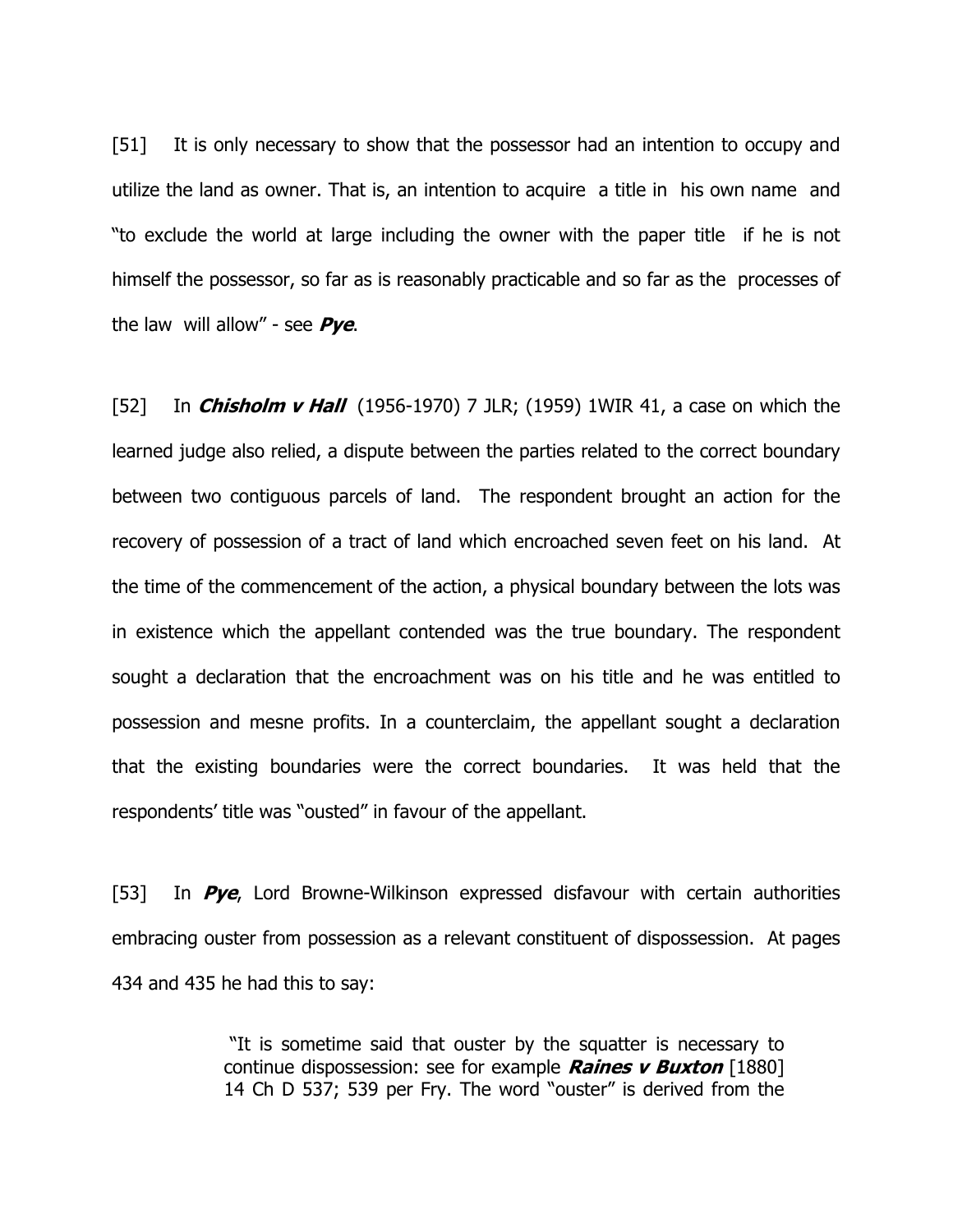[51] It is only necessary to show that the possessor had an intention to occupy and utilize the land as owner. That is, an intention to acquire a title in his own name and "to exclude the world at large including the owner with the paper title if he is not himself the possessor, so far as is reasonably practicable and so far as the processes of the law will allow" - see ***Pye***.

[52] In ***Chisholm v Hall*** (1956-1970) 7 JLR; (1959) 1WIR 41, a case on which the learned judge also relied, a dispute between the parties related to the correct boundary between two contiguous parcels of land. The respondent brought an action for the recovery of possession of a tract of land which encroached seven feet on his land. At the time of the commencement of the action, a physical boundary between the lots was in existence which the appellant contended was the true boundary. The respondent sought a declaration that the encroachment was on his title and he was entitled to possession and mesne profits. In a counterclaim, the appellant sought a declaration that the existing boundaries were the correct boundaries. It was held that the respondents' title was "ousted" in favour of the appellant.

[53] In ***Pye***, Lord Browne-Wilkinson expressed disfavour with certain authorities embracing ouster from possession as a relevant constituent of dispossession. At pages 434 and 435 he had this to say:

> "It is sometime said that ouster by the squatter is necessary to continue dispossession: see for example ***Raines v Buxton*** [1880] 14 Ch D 537; 539 per Fry. The word "ouster" is derived from the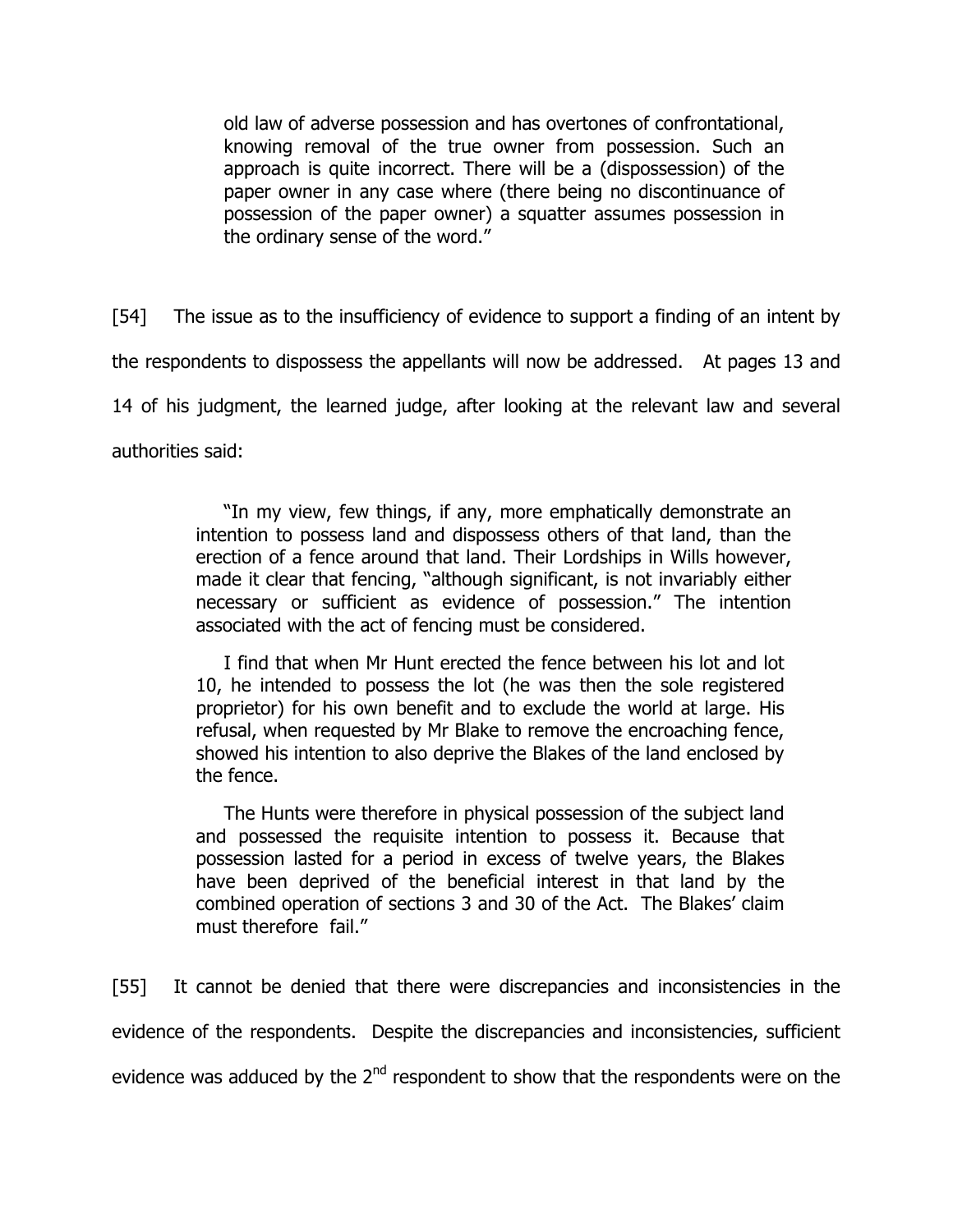> old law of adverse possession and has overtones of confrontational, knowing removal of the true owner from possession. Such an approach is quite incorrect. There will be a (dispossession) of the paper owner in any case where (there being no discontinuance of possession of the paper owner) a squatter assumes possession in the ordinary sense of the word."

[54] The issue as to the insufficiency of evidence to support a finding of an intent by the respondents to dispossess the appellants will now be addressed. At pages 13 and 14 of his judgment, the learned judge, after looking at the relevant law and several authorities said:

> "In my view, few things, if any, more emphatically demonstrate an intention to possess land and dispossess others of that land, than the erection of a fence around that land. Their Lordships in Wills however, made it clear that fencing, "although significant, is not invariably either necessary or sufficient as evidence of possession." The intention associated with the act of fencing must be considered.
>
> I find that when Mr Hunt erected the fence between his lot and lot 10, he intended to possess the lot (he was then the sole registered proprietor) for his own benefit and to exclude the world at large. His refusal, when requested by Mr Blake to remove the encroaching fence, showed his intention to also deprive the Blakes of the land enclosed by the fence.
>
> The Hunts were therefore in physical possession of the subject land and possessed the requisite intention to possess it. Because that possession lasted for a period in excess of twelve years, the Blakes have been deprived of the beneficial interest in that land by the combined operation of sections 3 and 30 of the Act. The Blakes' claim must therefore fail."

[55] It cannot be denied that there were discrepancies and inconsistencies in the evidence of the respondents. Despite the discrepancies and inconsistencies, sufficient evidence was adduced by the 2nd respondent to show that the respondents were on the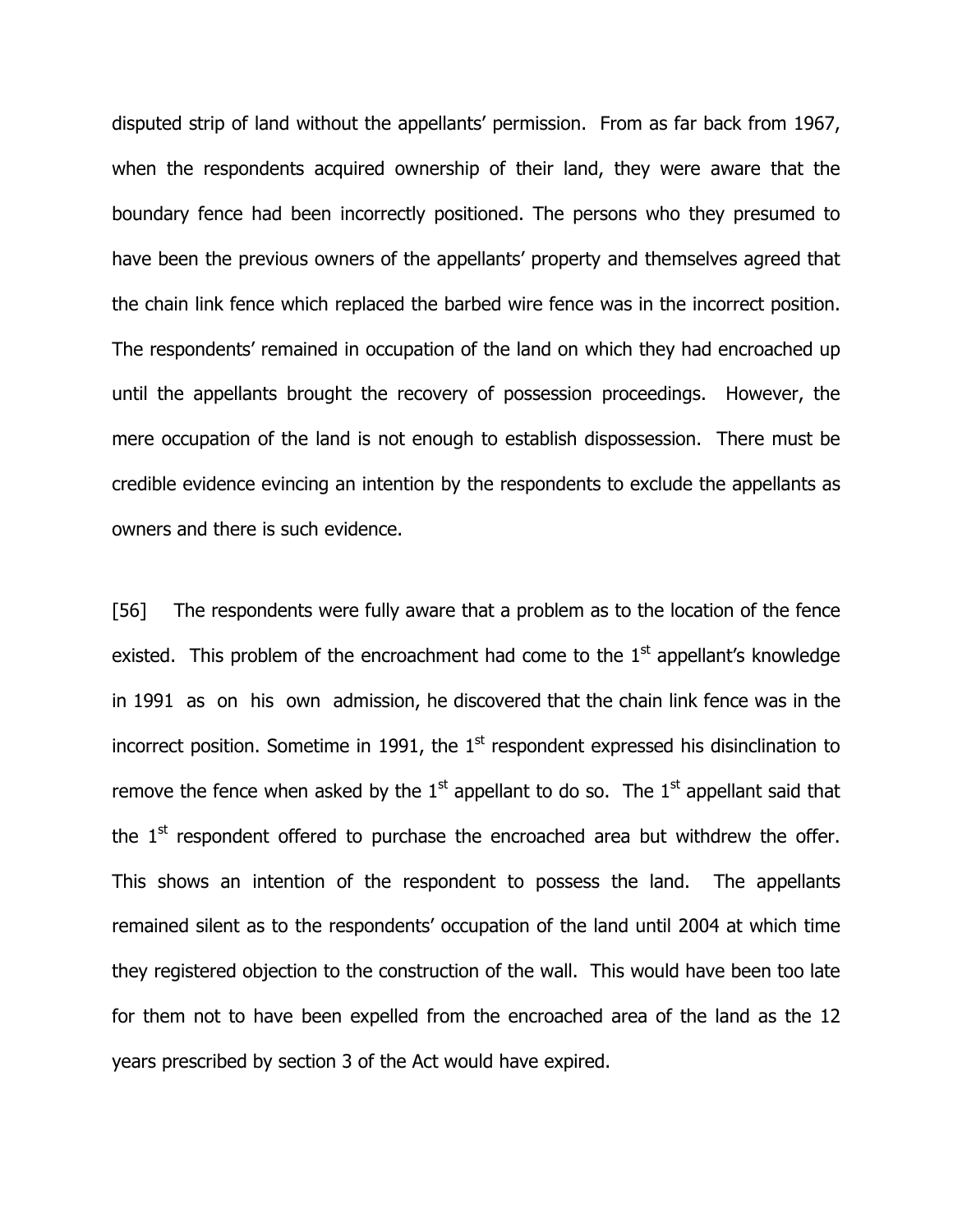disputed strip of land without the appellants' permission. From as far back from 1967, when the respondents acquired ownership of their land, they were aware that the boundary fence had been incorrectly positioned. The persons who they presumed to have been the previous owners of the appellants' property and themselves agreed that the chain link fence which replaced the barbed wire fence was in the incorrect position. The respondents' remained in occupation of the land on which they had encroached up until the appellants brought the recovery of possession proceedings. However, the mere occupation of the land is not enough to establish dispossession. There must be credible evidence evincing an intention by the respondents to exclude the appellants as owners and there is such evidence.

[56] The respondents were fully aware that a problem as to the location of the fence existed. This problem of the encroachment had come to the 1st appellant's knowledge in 1991 as on his own admission, he discovered that the chain link fence was in the incorrect position. Sometime in 1991, the 1st respondent expressed his disinclination to remove the fence when asked by the 1st appellant to do so. The 1st appellant said that the 1st respondent offered to purchase the encroached area but withdrew the offer. This shows an intention of the respondent to possess the land. The appellants remained silent as to the respondents' occupation of the land until 2004 at which time they registered objection to the construction of the wall. This would have been too late for them not to have been expelled from the encroached area of the land as the 12 years prescribed by section 3 of the Act would have expired.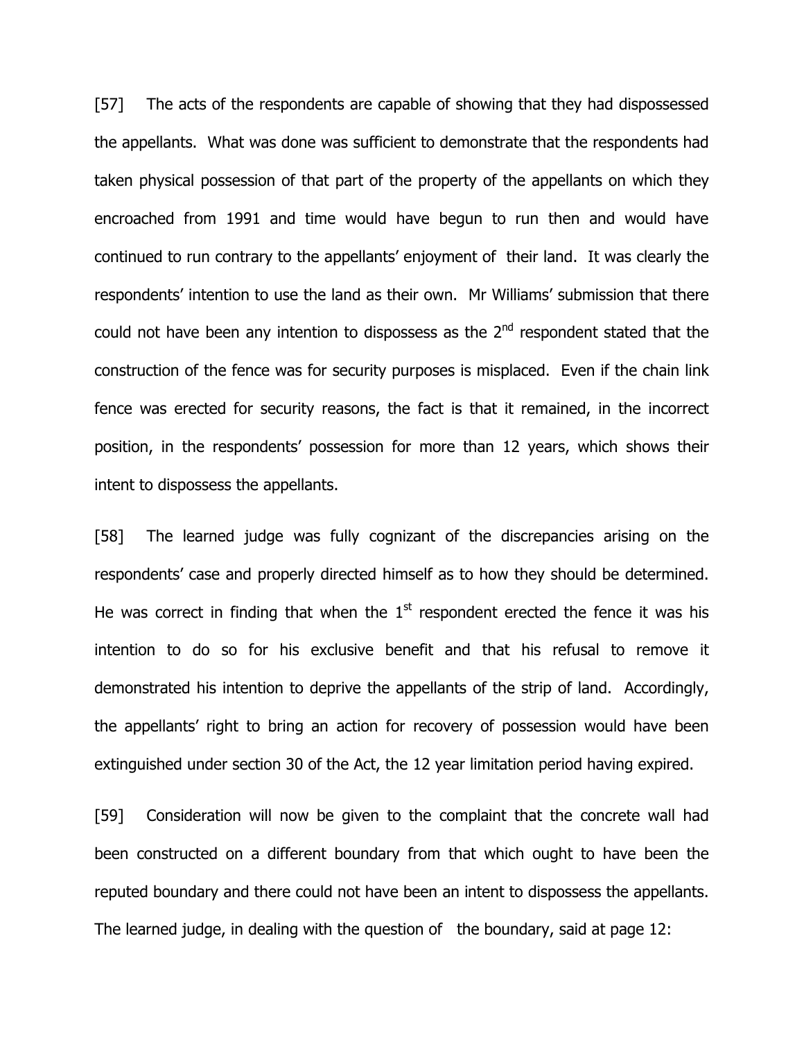[57] The acts of the respondents are capable of showing that they had dispossessed the appellants. What was done was sufficient to demonstrate that the respondents had taken physical possession of that part of the property of the appellants on which they encroached from 1991 and time would have begun to run then and would have continued to run contrary to the appellants' enjoyment of their land. It was clearly the respondents' intention to use the land as their own. Mr Williams' submission that there could not have been any intention to dispossess as the 2nd respondent stated that the construction of the fence was for security purposes is misplaced. Even if the chain link fence was erected for security reasons, the fact is that it remained, in the incorrect position, in the respondents' possession for more than 12 years, which shows their intent to dispossess the appellants.

[58] The learned judge was fully cognizant of the discrepancies arising on the respondents' case and properly directed himself as to how they should be determined. He was correct in finding that when the 1st respondent erected the fence it was his intention to do so for his exclusive benefit and that his refusal to remove it demonstrated his intention to deprive the appellants of the strip of land. Accordingly, the appellants' right to bring an action for recovery of possession would have been extinguished under section 30 of the Act, the 12 year limitation period having expired.

[59] Consideration will now be given to the complaint that the concrete wall had been constructed on a different boundary from that which ought to have been the reputed boundary and there could not have been an intent to dispossess the appellants. The learned judge, in dealing with the question of the boundary, said at page 12: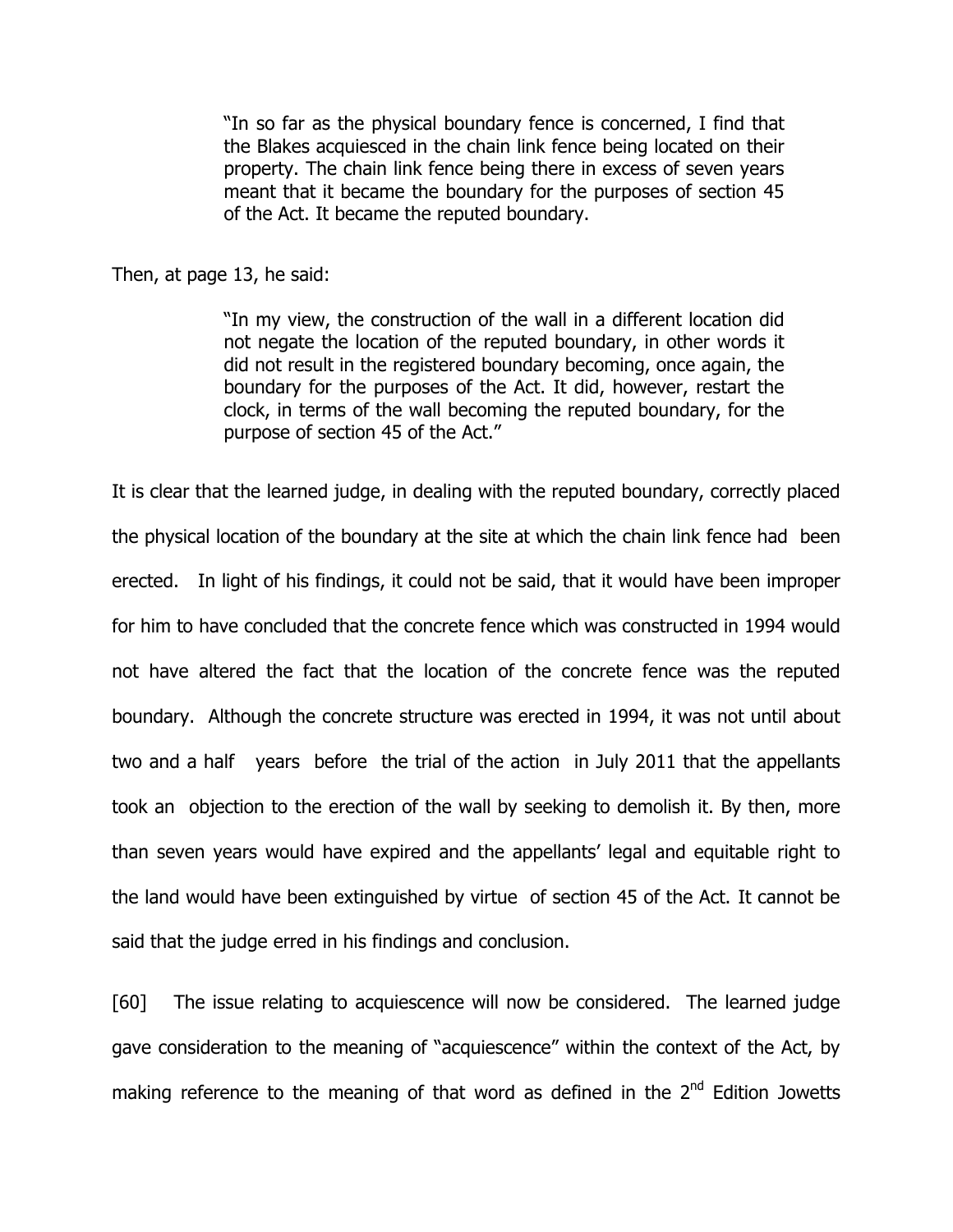> "In so far as the physical boundary fence is concerned, I find that the Blakes acquiesced in the chain link fence being located on their property. The chain link fence being there in excess of seven years meant that it became the boundary for the purposes of section 45 of the Act. It became the reputed boundary.

Then, at page 13, he said:

> "In my view, the construction of the wall in a different location did not negate the location of the reputed boundary, in other words it did not result in the registered boundary becoming, once again, the boundary for the purposes of the Act. It did, however, restart the clock, in terms of the wall becoming the reputed boundary, for the purpose of section 45 of the Act."

It is clear that the learned judge, in dealing with the reputed boundary, correctly placed the physical location of the boundary at the site at which the chain link fence had been erected. In light of his findings, it could not be said, that it would have been improper for him to have concluded that the concrete fence which was constructed in 1994 would not have altered the fact that the location of the concrete fence was the reputed boundary. Although the concrete structure was erected in 1994, it was not until about two and a half years before the trial of the action in July 2011 that the appellants took an objection to the erection of the wall by seeking to demolish it. By then, more than seven years would have expired and the appellants' legal and equitable right to the land would have been extinguished by virtue of section 45 of the Act. It cannot be said that the judge erred in his findings and conclusion.

[60] The issue relating to acquiescence will now be considered. The learned judge gave consideration to the meaning of "acquiescence" within the context of the Act, by making reference to the meaning of that word as defined in the 2nd Edition Jowetts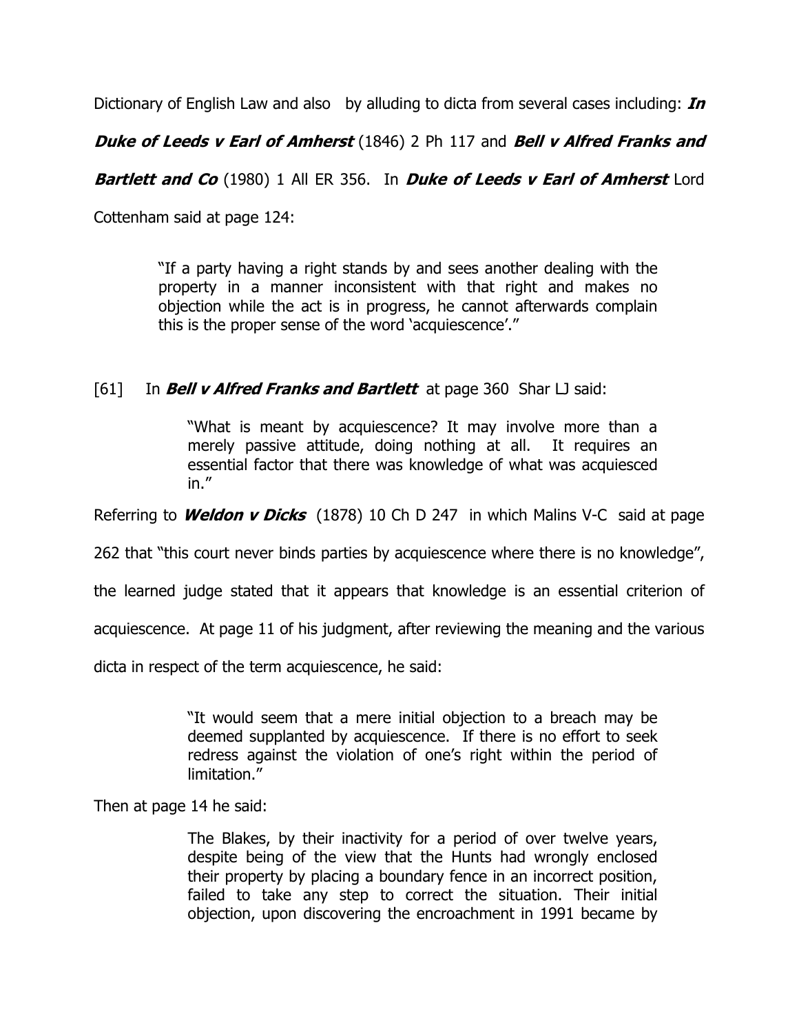Dictionary of English Law and also by alluding to dicta from several cases including: ***In Duke of Leeds v Earl of Amherst*** (1846) 2 Ph 117 and ***Bell v Alfred Franks and Bartlett and Co*** (1980) 1 All ER 356. In ***Duke of Leeds v Earl of Amherst*** Lord Cottenham said at page 124:

> "If a party having a right stands by and sees another dealing with the property in a manner inconsistent with that right and makes no objection while the act is in progress, he cannot afterwards complain this is the proper sense of the word 'acquiescence'."

[61] In ***Bell v Alfred Franks and Bartlett*** at page 360 Shar LJ said:

> "What is meant by acquiescence? It may involve more than a merely passive attitude, doing nothing at all. It requires an essential factor that there was knowledge of what was acquiesced in."

Referring to ***Weldon v Dicks*** (1878) 10 Ch D 247 in which Malins V-C said at page 262 that "this court never binds parties by acquiescence where there is no knowledge", the learned judge stated that it appears that knowledge is an essential criterion of acquiescence. At page 11 of his judgment, after reviewing the meaning and the various dicta in respect of the term acquiescence, he said:

> "It would seem that a mere initial objection to a breach may be deemed supplanted by acquiescence. If there is no effort to seek redress against the violation of one's right within the period of limitation."

Then at page 14 he said:

> The Blakes, by their inactivity for a period of over twelve years, despite being of the view that the Hunts had wrongly enclosed their property by placing a boundary fence in an incorrect position, failed to take any step to correct the situation. Their initial objection, upon discovering the encroachment in 1991 became by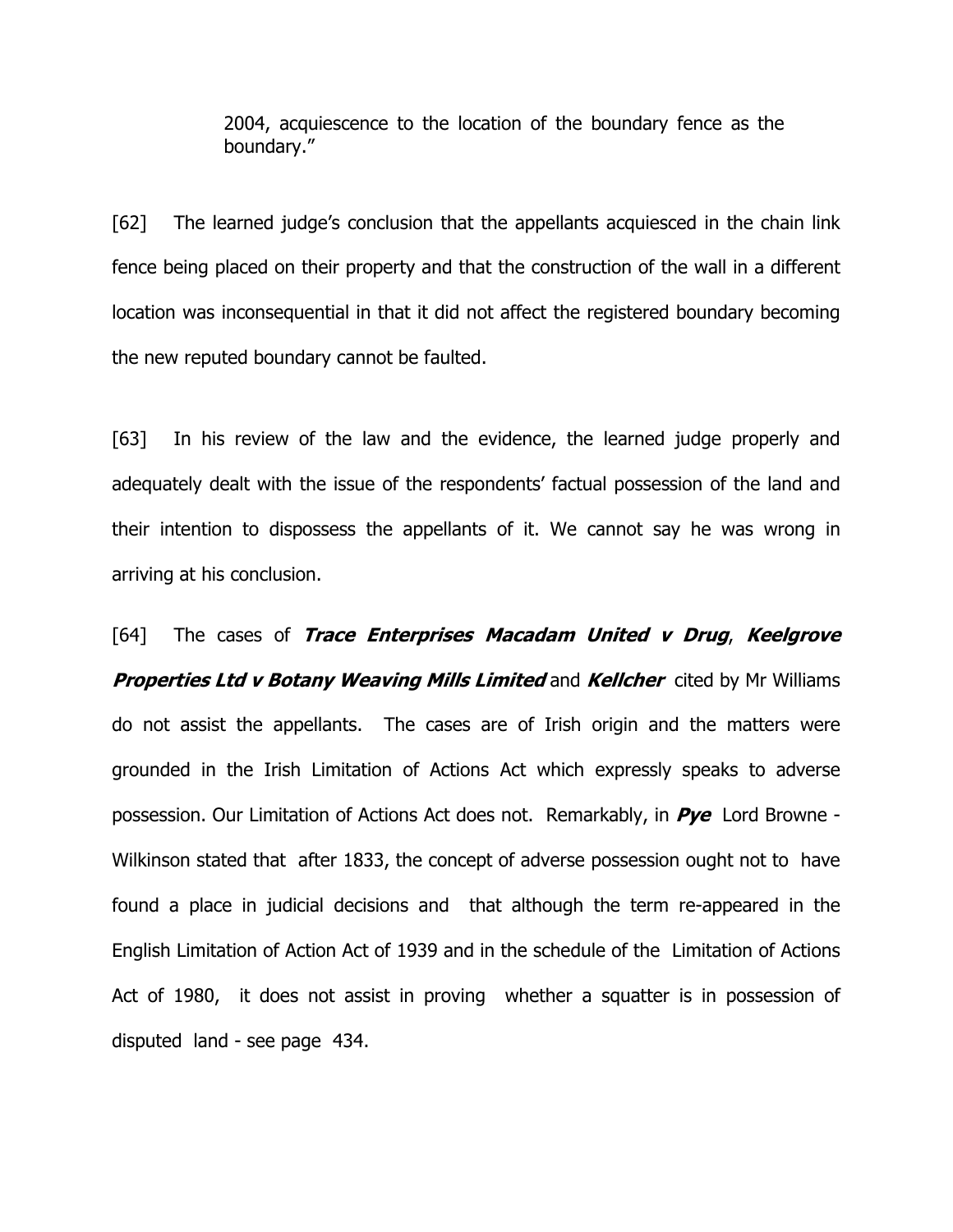2004, acquiescence to the location of the boundary fence as the boundary."

[62] The learned judge's conclusion that the appellants acquiesced in the chain link fence being placed on their property and that the construction of the wall in a different location was inconsequential in that it did not affect the registered boundary becoming the new reputed boundary cannot be faulted.

[63] In his review of the law and the evidence, the learned judge properly and adequately dealt with the issue of the respondents' factual possession of the land and their intention to dispossess the appellants of it. We cannot say he was wrong in arriving at his conclusion.

[64] The cases of ***Trace Enterprises Macadam United v Drug***, ***Keelgrove Properties Ltd v Botany Weaving Mills Limited*** and ***Kellcher*** cited by Mr Williams do not assist the appellants. The cases are of Irish origin and the matters were grounded in the Irish Limitation of Actions Act which expressly speaks to adverse possession. Our Limitation of Actions Act does not. Remarkably, in ***Pye*** Lord Browne - Wilkinson stated that after 1833, the concept of adverse possession ought not to have found a place in judicial decisions and that although the term re-appeared in the English Limitation of Action Act of 1939 and in the schedule of the Limitation of Actions Act of 1980, it does not assist in proving whether a squatter is in possession of disputed land - see page 434.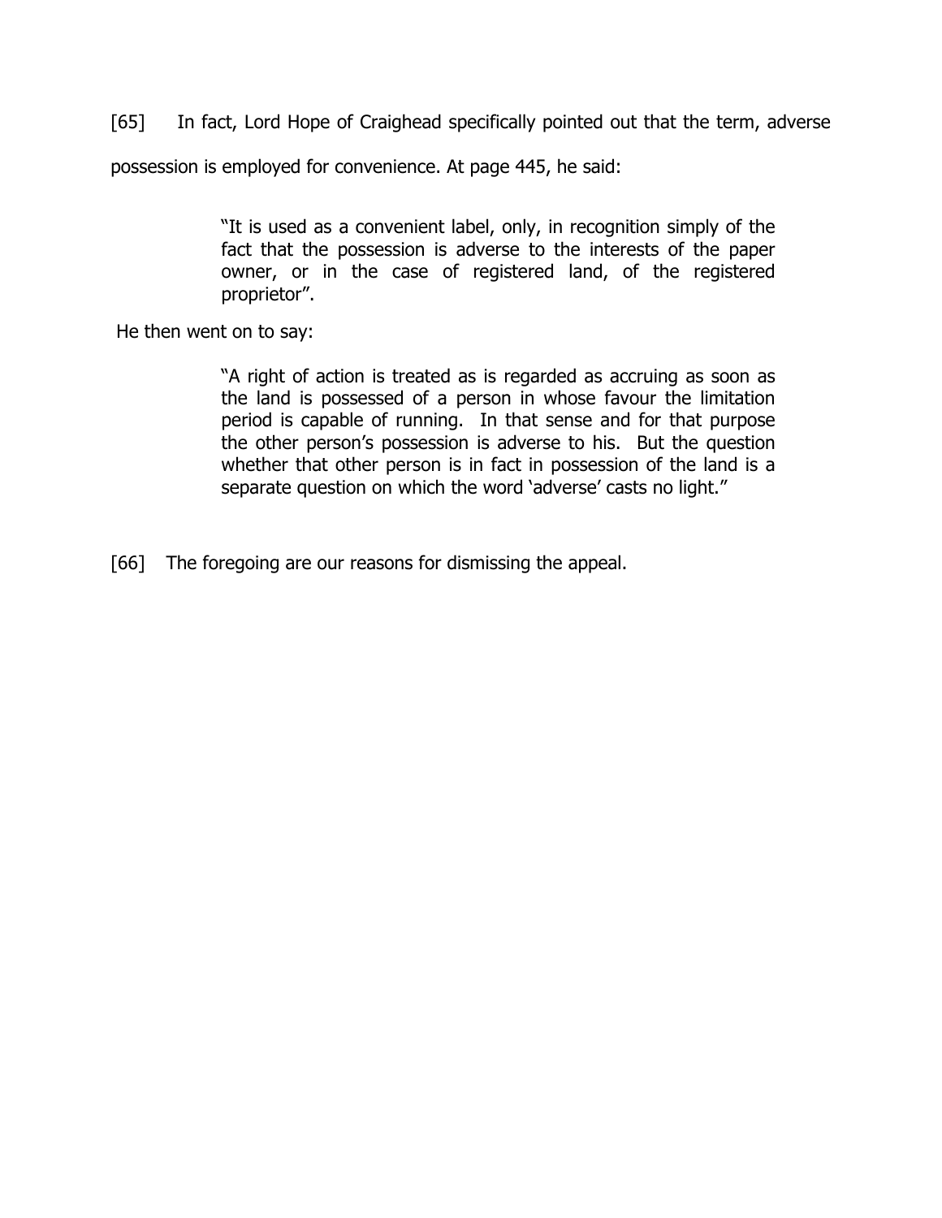[65] In fact, Lord Hope of Craighead specifically pointed out that the term, adverse possession is employed for convenience. At page 445, he said:

> "It is used as a convenient label, only, in recognition simply of the fact that the possession is adverse to the interests of the paper owner, or in the case of registered land, of the registered proprietor".

He then went on to say:

> "A right of action is treated as is regarded as accruing as soon as the land is possessed of a person in whose favour the limitation period is capable of running. In that sense and for that purpose the other person's possession is adverse to his. But the question whether that other person is in fact in possession of the land is a separate question on which the word 'adverse' casts no light."

[66] The foregoing are our reasons for dismissing the appeal.